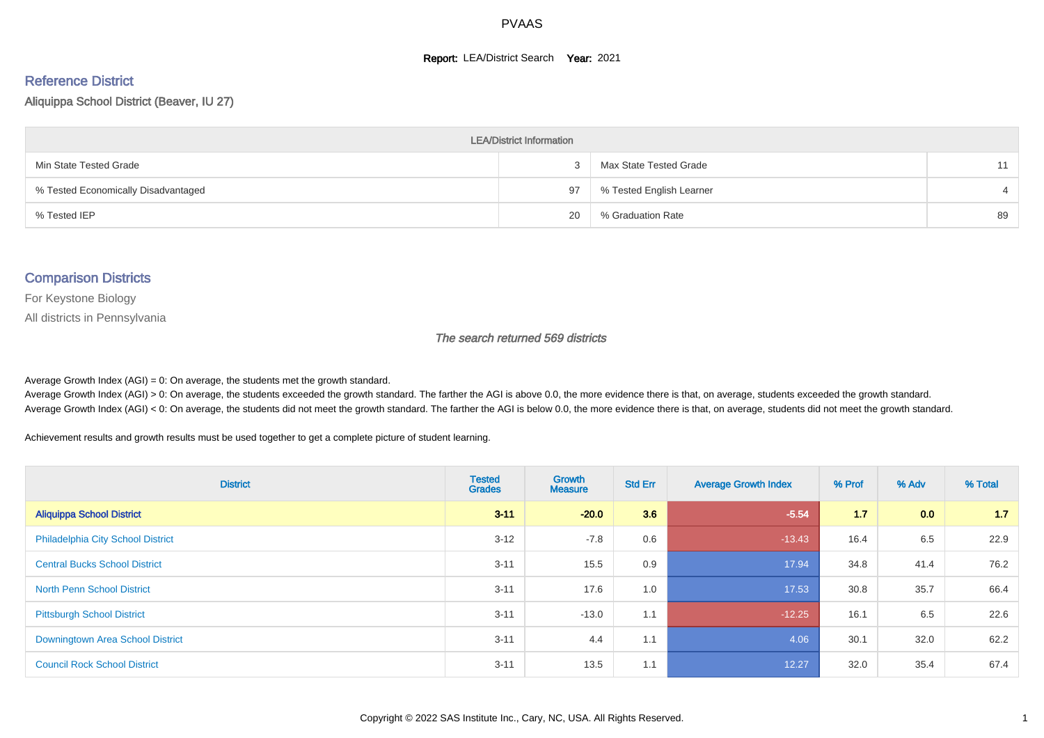PVAAS

**Report:** LEA/District Search **Year:** 2021

## Reference District

Aliquippa School District (Beaver, IU 27)

| LEA/District Information | | | |
|---|---|---|---|
| Min State Tested Grade | 3 | Max State Tested Grade | 11 |
| % Tested Economically Disadvantaged | 97 | % Tested English Learner | 4 |
| % Tested IEP | 20 | % Graduation Rate | 89 |

## Comparison Districts

For Keystone Biology

All districts in Pennsylvania

*The search returned 569 districts*

Average Growth Index (AGI) = 0: On average, the students met the growth standard.
Average Growth Index (AGI) > 0: On average, the students exceeded the growth standard. The farther the AGI is above 0.0, the more evidence there is that, on average, students exceeded the growth standard.
Average Growth Index (AGI) < 0: On average, the students did not meet the growth standard. The farther the AGI is below 0.0, the more evidence there is that, on average, students did not meet the growth standard.

Achievement results and growth results must be used together to get a complete picture of student learning.

| District | Tested Grades | Growth Measure | Std Err | Average Growth Index | % Prof | % Adv | % Total |
|---|---|---|---|---|---|---|---|
| **Aliquippa School District** | **3-11** | **-20.0** | **3.6** | **-5.54** | **1.7** | **0.0** | **1.7** |
| Philadelphia City School District | 3-12 | -7.8 | 0.6 | -13.43 | 16.4 | 6.5 | 22.9 |
| Central Bucks School District | 3-11 | 15.5 | 0.9 | 17.94 | 34.8 | 41.4 | 76.2 |
| North Penn School District | 3-11 | 17.6 | 1.0 | 17.53 | 30.8 | 35.7 | 66.4 |
| Pittsburgh School District | 3-11 | -13.0 | 1.1 | -12.25 | 16.1 | 6.5 | 22.6 |
| Downingtown Area School District | 3-11 | 4.4 | 1.1 | 4.06 | 30.1 | 32.0 | 62.2 |
| Council Rock School District | 3-11 | 13.5 | 1.1 | 12.27 | 32.0 | 35.4 | 67.4 |

Copyright © 2022 SAS Institute Inc., Cary, NC, USA. All Rights Reserved.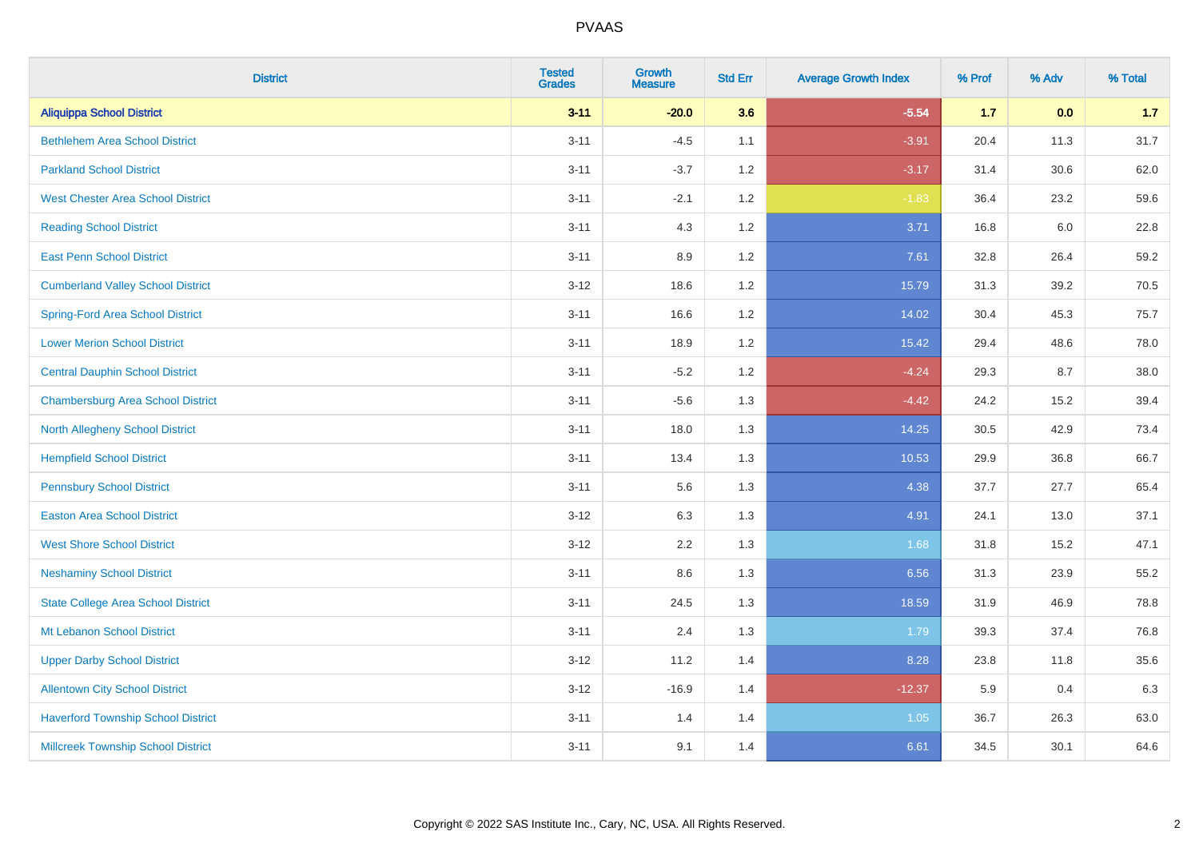| District | Tested Grades | Growth Measure | Std Err | Average Growth Index | % Prof | % Adv | % Total |
|---|---|---|---|---|---|---|---|
| **Aliquippa School District** | **3-11** | **-20.0** | **3.6** | **-5.54** | **1.7** | **0.0** | **1.7** |
| Bethlehem Area School District | 3-11 | -4.5 | 1.1 | -3.91 | 20.4 | 11.3 | 31.7 |
| Parkland School District | 3-11 | -3.7 | 1.2 | -3.17 | 31.4 | 30.6 | 62.0 |
| West Chester Area School District | 3-11 | -2.1 | 1.2 | -1.83 | 36.4 | 23.2 | 59.6 |
| Reading School District | 3-11 | 4.3 | 1.2 | 3.71 | 16.8 | 6.0 | 22.8 |
| East Penn School District | 3-11 | 8.9 | 1.2 | 7.61 | 32.8 | 26.4 | 59.2 |
| Cumberland Valley School District | 3-12 | 18.6 | 1.2 | 15.79 | 31.3 | 39.2 | 70.5 |
| Spring-Ford Area School District | 3-11 | 16.6 | 1.2 | 14.02 | 30.4 | 45.3 | 75.7 |
| Lower Merion School District | 3-11 | 18.9 | 1.2 | 15.42 | 29.4 | 48.6 | 78.0 |
| Central Dauphin School District | 3-11 | -5.2 | 1.2 | -4.24 | 29.3 | 8.7 | 38.0 |
| Chambersburg Area School District | 3-11 | -5.6 | 1.3 | -4.42 | 24.2 | 15.2 | 39.4 |
| North Allegheny School District | 3-11 | 18.0 | 1.3 | 14.25 | 30.5 | 42.9 | 73.4 |
| Hempfield School District | 3-11 | 13.4 | 1.3 | 10.53 | 29.9 | 36.8 | 66.7 |
| Pennsbury School District | 3-11 | 5.6 | 1.3 | 4.38 | 37.7 | 27.7 | 65.4 |
| Easton Area School District | 3-12 | 6.3 | 1.3 | 4.91 | 24.1 | 13.0 | 37.1 |
| West Shore School District | 3-12 | 2.2 | 1.3 | 1.68 | 31.8 | 15.2 | 47.1 |
| Neshaminy School District | 3-11 | 8.6 | 1.3 | 6.56 | 31.3 | 23.9 | 55.2 |
| State College Area School District | 3-11 | 24.5 | 1.3 | 18.59 | 31.9 | 46.9 | 78.8 |
| Mt Lebanon School District | 3-11 | 2.4 | 1.3 | 1.79 | 39.3 | 37.4 | 76.8 |
| Upper Darby School District | 3-12 | 11.2 | 1.4 | 8.28 | 23.8 | 11.8 | 35.6 |
| Allentown City School District | 3-12 | -16.9 | 1.4 | -12.37 | 5.9 | 0.4 | 6.3 |
| Haverford Township School District | 3-11 | 1.4 | 1.4 | 1.05 | 36.7 | 26.3 | 63.0 |
| Millcreek Township School District | 3-11 | 9.1 | 1.4 | 6.61 | 34.5 | 30.1 | 64.6 |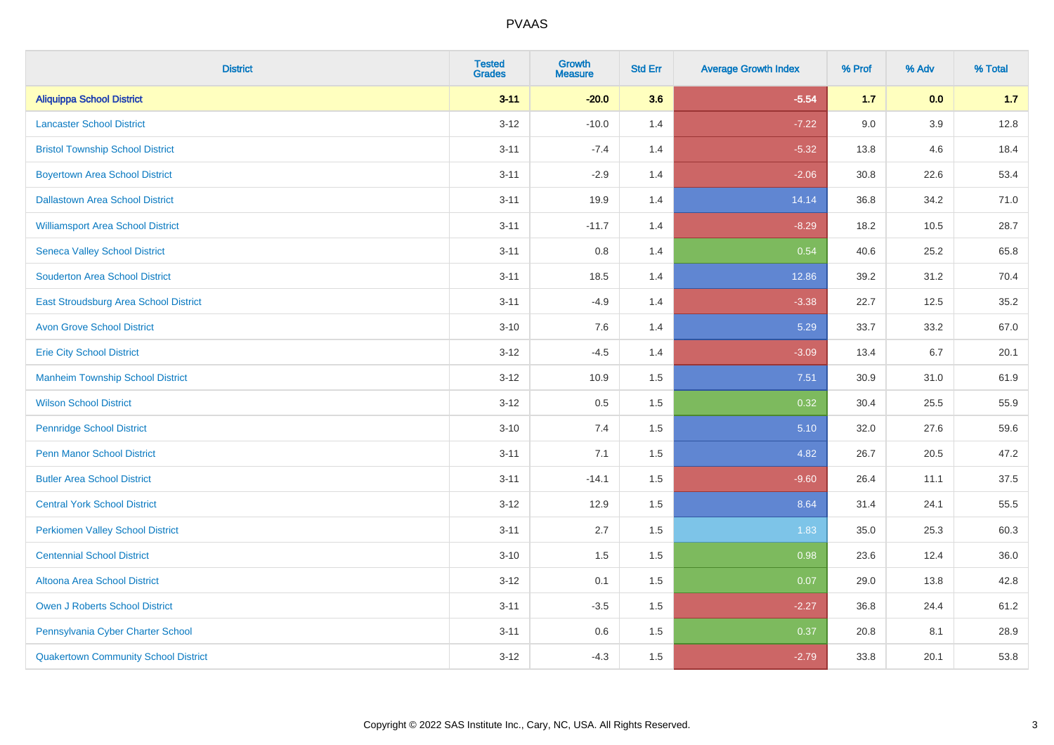| District | Tested Grades | Growth Measure | Std Err | Average Growth Index | % Prof | % Adv | % Total |
|---|---|---|---|---|---|---|---|
| **Aliquippa School District** | **3-11** | **-20.0** | **3.6** | **-5.54** | **1.7** | **0.0** | **1.7** |
| Lancaster School District | 3-12 | -10.0 | 1.4 | -7.22 | 9.0 | 3.9 | 12.8 |
| Bristol Township School District | 3-11 | -7.4 | 1.4 | -5.32 | 13.8 | 4.6 | 18.4 |
| Boyertown Area School District | 3-11 | -2.9 | 1.4 | -2.06 | 30.8 | 22.6 | 53.4 |
| Dallastown Area School District | 3-11 | 19.9 | 1.4 | 14.14 | 36.8 | 34.2 | 71.0 |
| Williamsport Area School District | 3-11 | -11.7 | 1.4 | -8.29 | 18.2 | 10.5 | 28.7 |
| Seneca Valley School District | 3-11 | 0.8 | 1.4 | 0.54 | 40.6 | 25.2 | 65.8 |
| Souderton Area School District | 3-11 | 18.5 | 1.4 | 12.86 | 39.2 | 31.2 | 70.4 |
| East Stroudsburg Area School District | 3-11 | -4.9 | 1.4 | -3.38 | 22.7 | 12.5 | 35.2 |
| Avon Grove School District | 3-10 | 7.6 | 1.4 | 5.29 | 33.7 | 33.2 | 67.0 |
| Erie City School District | 3-12 | -4.5 | 1.4 | -3.09 | 13.4 | 6.7 | 20.1 |
| Manheim Township School District | 3-12 | 10.9 | 1.5 | 7.51 | 30.9 | 31.0 | 61.9 |
| Wilson School District | 3-12 | 0.5 | 1.5 | 0.32 | 30.4 | 25.5 | 55.9 |
| Pennridge School District | 3-10 | 7.4 | 1.5 | 5.10 | 32.0 | 27.6 | 59.6 |
| Penn Manor School District | 3-11 | 7.1 | 1.5 | 4.82 | 26.7 | 20.5 | 47.2 |
| Butler Area School District | 3-11 | -14.1 | 1.5 | -9.60 | 26.4 | 11.1 | 37.5 |
| Central York School District | 3-12 | 12.9 | 1.5 | 8.64 | 31.4 | 24.1 | 55.5 |
| Perkiomen Valley School District | 3-11 | 2.7 | 1.5 | 1.83 | 35.0 | 25.3 | 60.3 |
| Centennial School District | 3-10 | 1.5 | 1.5 | 0.98 | 23.6 | 12.4 | 36.0 |
| Altoona Area School District | 3-12 | 0.1 | 1.5 | 0.07 | 29.0 | 13.8 | 42.8 |
| Owen J Roberts School District | 3-11 | -3.5 | 1.5 | -2.27 | 36.8 | 24.4 | 61.2 |
| Pennsylvania Cyber Charter School | 3-11 | 0.6 | 1.5 | 0.37 | 20.8 | 8.1 | 28.9 |
| Quakertown Community School District | 3-12 | -4.3 | 1.5 | -2.79 | 33.8 | 20.1 | 53.8 |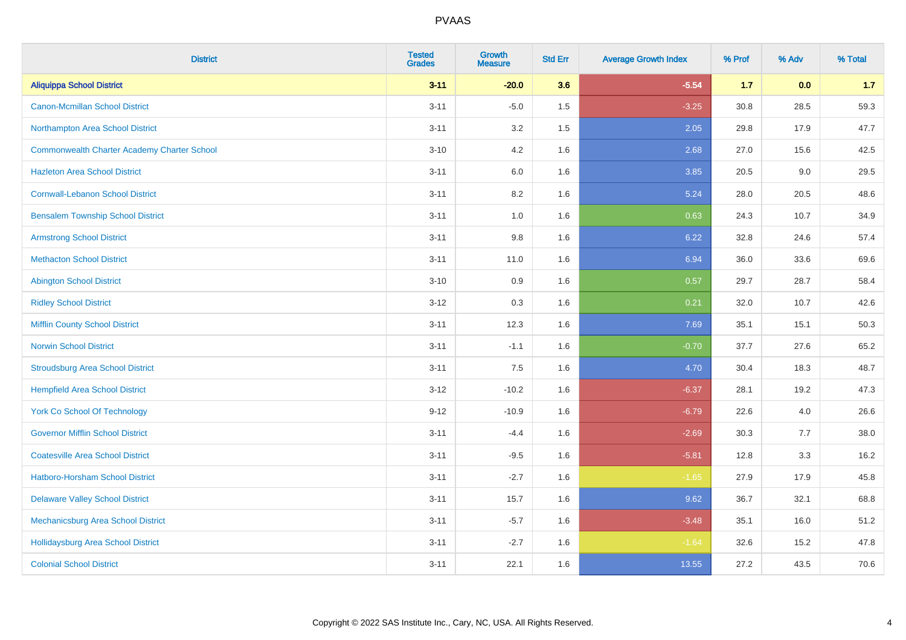| District | Tested Grades | Growth Measure | Std Err | Average Growth Index | % Prof | % Adv | % Total |
|---|---|---|---|---|---|---|---|
| **Aliquippa School District** | **3-11** | **-20.0** | **3.6** | **-5.54** | **1.7** | **0.0** | **1.7** |
| Canon-Mcmillan School District | 3-11 | -5.0 | 1.5 | -3.25 | 30.8 | 28.5 | 59.3 |
| Northampton Area School District | 3-11 | 3.2 | 1.5 | 2.05 | 29.8 | 17.9 | 47.7 |
| Commonwealth Charter Academy Charter School | 3-10 | 4.2 | 1.6 | 2.68 | 27.0 | 15.6 | 42.5 |
| Hazleton Area School District | 3-11 | 6.0 | 1.6 | 3.85 | 20.5 | 9.0 | 29.5 |
| Cornwall-Lebanon School District | 3-11 | 8.2 | 1.6 | 5.24 | 28.0 | 20.5 | 48.6 |
| Bensalem Township School District | 3-11 | 1.0 | 1.6 | 0.63 | 24.3 | 10.7 | 34.9 |
| Armstrong School District | 3-11 | 9.8 | 1.6 | 6.22 | 32.8 | 24.6 | 57.4 |
| Methacton School District | 3-11 | 11.0 | 1.6 | 6.94 | 36.0 | 33.6 | 69.6 |
| Abington School District | 3-10 | 0.9 | 1.6 | 0.57 | 29.7 | 28.7 | 58.4 |
| Ridley School District | 3-12 | 0.3 | 1.6 | 0.21 | 32.0 | 10.7 | 42.6 |
| Mifflin County School District | 3-11 | 12.3 | 1.6 | 7.69 | 35.1 | 15.1 | 50.3 |
| Norwin School District | 3-11 | -1.1 | 1.6 | -0.70 | 37.7 | 27.6 | 65.2 |
| Stroudsburg Area School District | 3-11 | 7.5 | 1.6 | 4.70 | 30.4 | 18.3 | 48.7 |
| Hempfield Area School District | 3-12 | -10.2 | 1.6 | -6.37 | 28.1 | 19.2 | 47.3 |
| York Co School Of Technology | 9-12 | -10.9 | 1.6 | -6.79 | 22.6 | 4.0 | 26.6 |
| Governor Mifflin School District | 3-11 | -4.4 | 1.6 | -2.69 | 30.3 | 7.7 | 38.0 |
| Coatesville Area School District | 3-11 | -9.5 | 1.6 | -5.81 | 12.8 | 3.3 | 16.2 |
| Hatboro-Horsham School District | 3-11 | -2.7 | 1.6 | -1.65 | 27.9 | 17.9 | 45.8 |
| Delaware Valley School District | 3-11 | 15.7 | 1.6 | 9.62 | 36.7 | 32.1 | 68.8 |
| Mechanicsburg Area School District | 3-11 | -5.7 | 1.6 | -3.48 | 35.1 | 16.0 | 51.2 |
| Hollidaysburg Area School District | 3-11 | -2.7 | 1.6 | -1.64 | 32.6 | 15.2 | 47.8 |
| Colonial School District | 3-11 | 22.1 | 1.6 | 13.55 | 27.2 | 43.5 | 70.6 |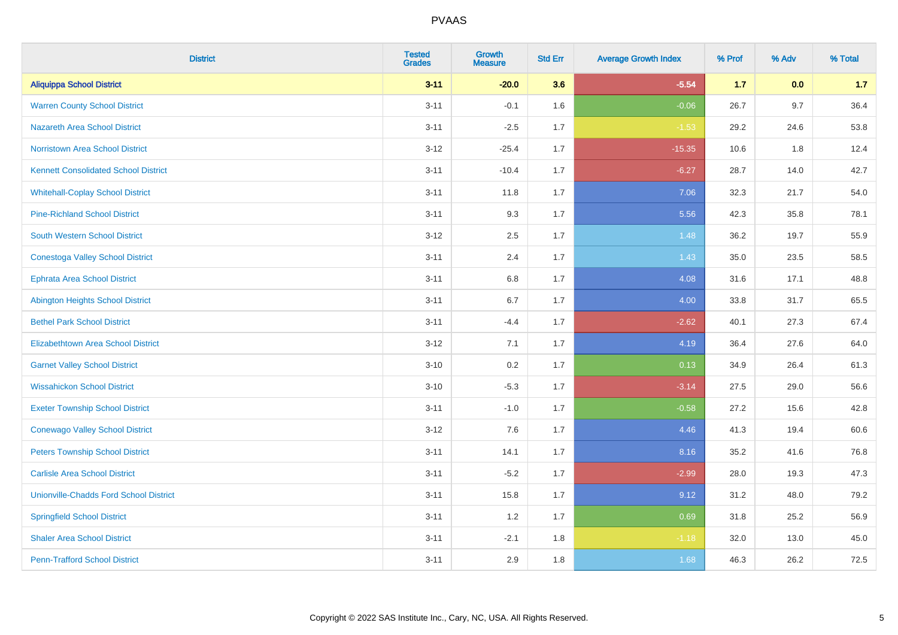| District | Tested Grades | Growth Measure | Std Err | Average Growth Index | % Prof | % Adv | % Total |
|---|---|---|---|---|---|---|---|
| **Aliquippa School District** | **3-11** | **-20.0** | **3.6** | **-5.54** | **1.7** | **0.0** | **1.7** |
| Warren County School District | 3-11 | -0.1 | 1.6 | -0.06 | 26.7 | 9.7 | 36.4 |
| Nazareth Area School District | 3-11 | -2.5 | 1.7 | -1.53 | 29.2 | 24.6 | 53.8 |
| Norristown Area School District | 3-12 | -25.4 | 1.7 | -15.35 | 10.6 | 1.8 | 12.4 |
| Kennett Consolidated School District | 3-11 | -10.4 | 1.7 | -6.27 | 28.7 | 14.0 | 42.7 |
| Whitehall-Coplay School District | 3-11 | 11.8 | 1.7 | 7.06 | 32.3 | 21.7 | 54.0 |
| Pine-Richland School District | 3-11 | 9.3 | 1.7 | 5.56 | 42.3 | 35.8 | 78.1 |
| South Western School District | 3-12 | 2.5 | 1.7 | 1.48 | 36.2 | 19.7 | 55.9 |
| Conestoga Valley School District | 3-11 | 2.4 | 1.7 | 1.43 | 35.0 | 23.5 | 58.5 |
| Ephrata Area School District | 3-11 | 6.8 | 1.7 | 4.08 | 31.6 | 17.1 | 48.8 |
| Abington Heights School District | 3-11 | 6.7 | 1.7 | 4.00 | 33.8 | 31.7 | 65.5 |
| Bethel Park School District | 3-11 | -4.4 | 1.7 | -2.62 | 40.1 | 27.3 | 67.4 |
| Elizabethtown Area School District | 3-12 | 7.1 | 1.7 | 4.19 | 36.4 | 27.6 | 64.0 |
| Garnet Valley School District | 3-10 | 0.2 | 1.7 | 0.13 | 34.9 | 26.4 | 61.3 |
| Wissahickon School District | 3-10 | -5.3 | 1.7 | -3.14 | 27.5 | 29.0 | 56.6 |
| Exeter Township School District | 3-11 | -1.0 | 1.7 | -0.58 | 27.2 | 15.6 | 42.8 |
| Conewago Valley School District | 3-12 | 7.6 | 1.7 | 4.46 | 41.3 | 19.4 | 60.6 |
| Peters Township School District | 3-11 | 14.1 | 1.7 | 8.16 | 35.2 | 41.6 | 76.8 |
| Carlisle Area School District | 3-11 | -5.2 | 1.7 | -2.99 | 28.0 | 19.3 | 47.3 |
| Unionville-Chadds Ford School District | 3-11 | 15.8 | 1.7 | 9.12 | 31.2 | 48.0 | 79.2 |
| Springfield School District | 3-11 | 1.2 | 1.7 | 0.69 | 31.8 | 25.2 | 56.9 |
| Shaler Area School District | 3-11 | -2.1 | 1.8 | -1.18 | 32.0 | 13.0 | 45.0 |
| Penn-Trafford School District | 3-11 | 2.9 | 1.8 | 1.68 | 46.3 | 26.2 | 72.5 |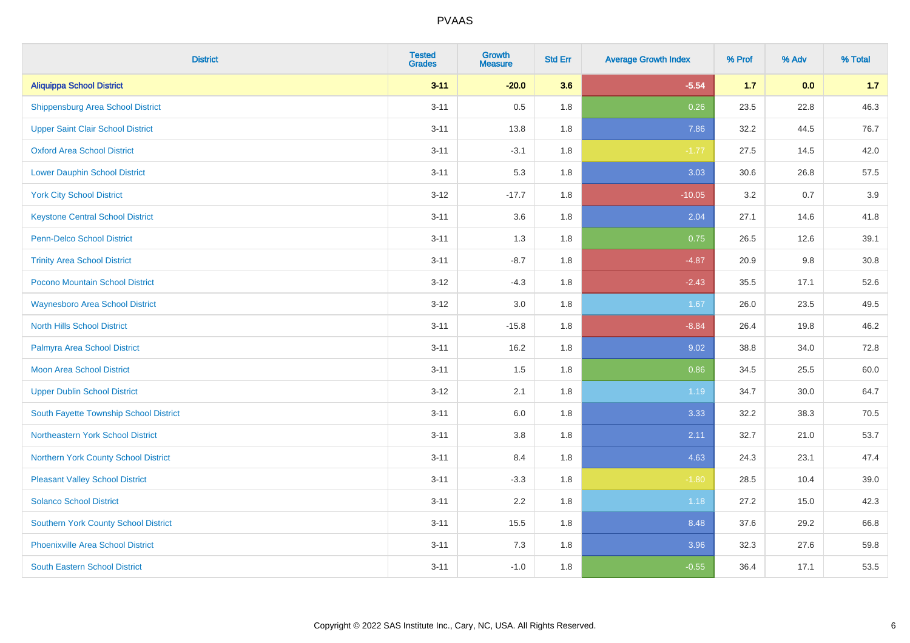| District | Tested Grades | Growth Measure | Std Err | Average Growth Index | % Prof | % Adv | % Total |
|---|---|---|---|---|---|---|---|
| **Aliquippa School District** | **3-11** | **-20.0** | **3.6** | **-5.54** | **1.7** | **0.0** | **1.7** |
| Shippensburg Area School District | 3-11 | 0.5 | 1.8 | 0.26 | 23.5 | 22.8 | 46.3 |
| Upper Saint Clair School District | 3-11 | 13.8 | 1.8 | 7.86 | 32.2 | 44.5 | 76.7 |
| Oxford Area School District | 3-11 | -3.1 | 1.8 | -1.77 | 27.5 | 14.5 | 42.0 |
| Lower Dauphin School District | 3-11 | 5.3 | 1.8 | 3.03 | 30.6 | 26.8 | 57.5 |
| York City School District | 3-12 | -17.7 | 1.8 | -10.05 | 3.2 | 0.7 | 3.9 |
| Keystone Central School District | 3-11 | 3.6 | 1.8 | 2.04 | 27.1 | 14.6 | 41.8 |
| Penn-Delco School District | 3-11 | 1.3 | 1.8 | 0.75 | 26.5 | 12.6 | 39.1 |
| Trinity Area School District | 3-11 | -8.7 | 1.8 | -4.87 | 20.9 | 9.8 | 30.8 |
| Pocono Mountain School District | 3-12 | -4.3 | 1.8 | -2.43 | 35.5 | 17.1 | 52.6 |
| Waynesboro Area School District | 3-12 | 3.0 | 1.8 | 1.67 | 26.0 | 23.5 | 49.5 |
| North Hills School District | 3-11 | -15.8 | 1.8 | -8.84 | 26.4 | 19.8 | 46.2 |
| Palmyra Area School District | 3-11 | 16.2 | 1.8 | 9.02 | 38.8 | 34.0 | 72.8 |
| Moon Area School District | 3-11 | 1.5 | 1.8 | 0.86 | 34.5 | 25.5 | 60.0 |
| Upper Dublin School District | 3-12 | 2.1 | 1.8 | 1.19 | 34.7 | 30.0 | 64.7 |
| South Fayette Township School District | 3-11 | 6.0 | 1.8 | 3.33 | 32.2 | 38.3 | 70.5 |
| Northeastern York School District | 3-11 | 3.8 | 1.8 | 2.11 | 32.7 | 21.0 | 53.7 |
| Northern York County School District | 3-11 | 8.4 | 1.8 | 4.63 | 24.3 | 23.1 | 47.4 |
| Pleasant Valley School District | 3-11 | -3.3 | 1.8 | -1.80 | 28.5 | 10.4 | 39.0 |
| Solanco School District | 3-11 | 2.2 | 1.8 | 1.18 | 27.2 | 15.0 | 42.3 |
| Southern York County School District | 3-11 | 15.5 | 1.8 | 8.48 | 37.6 | 29.2 | 66.8 |
| Phoenixville Area School District | 3-11 | 7.3 | 1.8 | 3.96 | 32.3 | 27.6 | 59.8 |
| South Eastern School District | 3-11 | -1.0 | 1.8 | -0.55 | 36.4 | 17.1 | 53.5 |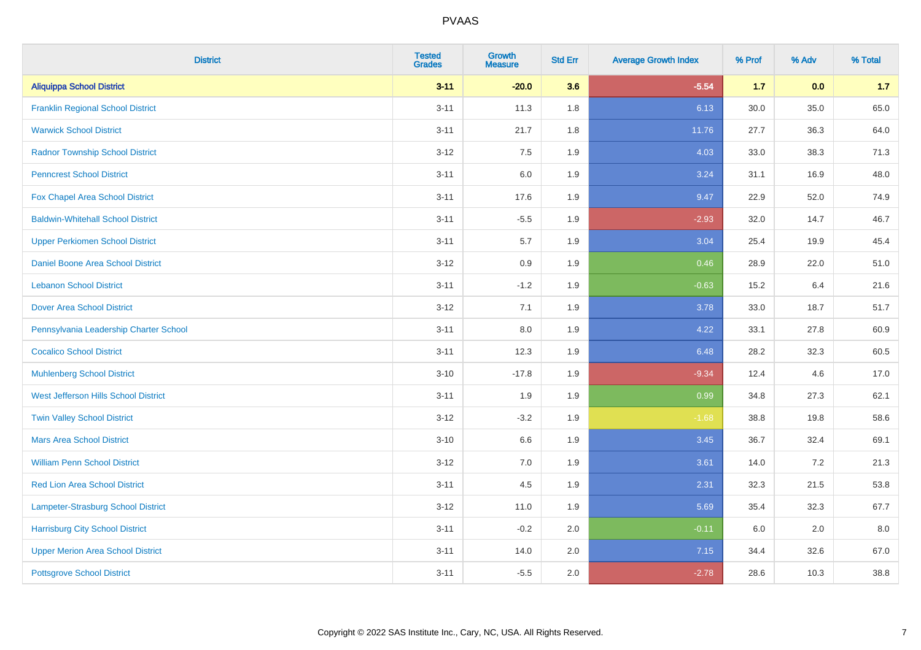| District | Tested Grades | Growth Measure | Std Err | Average Growth Index | % Prof | % Adv | % Total |
|---|---|---|---|---|---|---|---|
| **Aliquippa School District** | **3-11** | **-20.0** | **3.6** | **-5.54** | **1.7** | **0.0** | **1.7** |
| Franklin Regional School District | 3-11 | 11.3 | 1.8 | 6.13 | 30.0 | 35.0 | 65.0 |
| Warwick School District | 3-11 | 21.7 | 1.8 | 11.76 | 27.7 | 36.3 | 64.0 |
| Radnor Township School District | 3-12 | 7.5 | 1.9 | 4.03 | 33.0 | 38.3 | 71.3 |
| Penncrest School District | 3-11 | 6.0 | 1.9 | 3.24 | 31.1 | 16.9 | 48.0 |
| Fox Chapel Area School District | 3-11 | 17.6 | 1.9 | 9.47 | 22.9 | 52.0 | 74.9 |
| Baldwin-Whitehall School District | 3-11 | -5.5 | 1.9 | -2.93 | 32.0 | 14.7 | 46.7 |
| Upper Perkiomen School District | 3-11 | 5.7 | 1.9 | 3.04 | 25.4 | 19.9 | 45.4 |
| Daniel Boone Area School District | 3-12 | 0.9 | 1.9 | 0.46 | 28.9 | 22.0 | 51.0 |
| Lebanon School District | 3-11 | -1.2 | 1.9 | -0.63 | 15.2 | 6.4 | 21.6 |
| Dover Area School District | 3-12 | 7.1 | 1.9 | 3.78 | 33.0 | 18.7 | 51.7 |
| Pennsylvania Leadership Charter School | 3-11 | 8.0 | 1.9 | 4.22 | 33.1 | 27.8 | 60.9 |
| Cocalico School District | 3-11 | 12.3 | 1.9 | 6.48 | 28.2 | 32.3 | 60.5 |
| Muhlenberg School District | 3-10 | -17.8 | 1.9 | -9.34 | 12.4 | 4.6 | 17.0 |
| West Jefferson Hills School District | 3-11 | 1.9 | 1.9 | 0.99 | 34.8 | 27.3 | 62.1 |
| Twin Valley School District | 3-12 | -3.2 | 1.9 | -1.68 | 38.8 | 19.8 | 58.6 |
| Mars Area School District | 3-10 | 6.6 | 1.9 | 3.45 | 36.7 | 32.4 | 69.1 |
| William Penn School District | 3-12 | 7.0 | 1.9 | 3.61 | 14.0 | 7.2 | 21.3 |
| Red Lion Area School District | 3-11 | 4.5 | 1.9 | 2.31 | 32.3 | 21.5 | 53.8 |
| Lampeter-Strasburg School District | 3-12 | 11.0 | 1.9 | 5.69 | 35.4 | 32.3 | 67.7 |
| Harrisburg City School District | 3-11 | -0.2 | 2.0 | -0.11 | 6.0 | 2.0 | 8.0 |
| Upper Merion Area School District | 3-11 | 14.0 | 2.0 | 7.15 | 34.4 | 32.6 | 67.0 |
| Pottsgrove School District | 3-11 | -5.5 | 2.0 | -2.78 | 28.6 | 10.3 | 38.8 |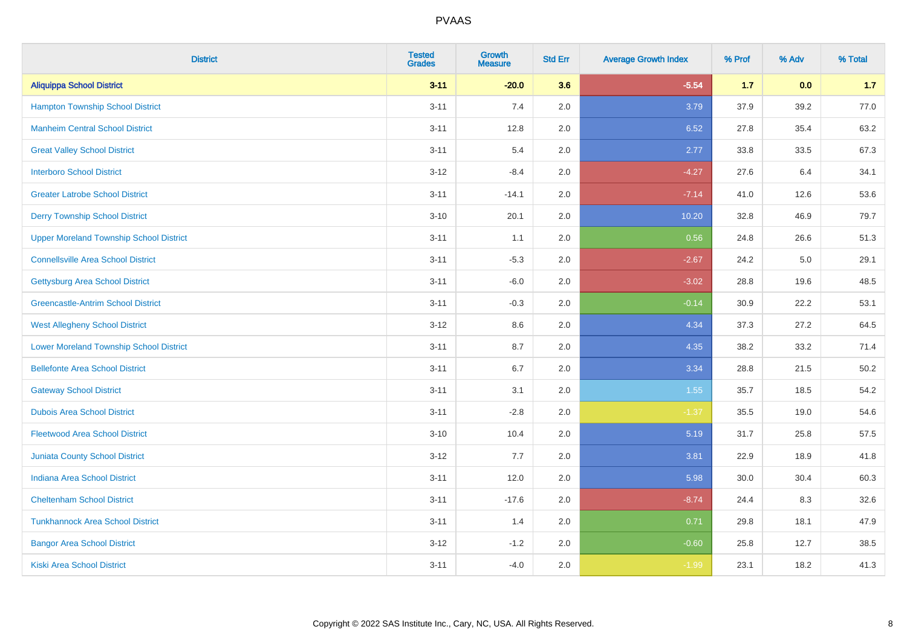| District | Tested Grades | Growth Measure | Std Err | Average Growth Index | % Prof | % Adv | % Total |
|---|---|---|---|---|---|---|---|
| **Aliquippa School District** | **3-11** | **-20.0** | **3.6** | **-5.54** | **1.7** | **0.0** | **1.7** |
| Hampton Township School District | 3-11 | 7.4 | 2.0 | 3.79 | 37.9 | 39.2 | 77.0 |
| Manheim Central School District | 3-11 | 12.8 | 2.0 | 6.52 | 27.8 | 35.4 | 63.2 |
| Great Valley School District | 3-11 | 5.4 | 2.0 | 2.77 | 33.8 | 33.5 | 67.3 |
| Interboro School District | 3-12 | -8.4 | 2.0 | -4.27 | 27.6 | 6.4 | 34.1 |
| Greater Latrobe School District | 3-11 | -14.1 | 2.0 | -7.14 | 41.0 | 12.6 | 53.6 |
| Derry Township School District | 3-10 | 20.1 | 2.0 | 10.20 | 32.8 | 46.9 | 79.7 |
| Upper Moreland Township School District | 3-11 | 1.1 | 2.0 | 0.56 | 24.8 | 26.6 | 51.3 |
| Connellsville Area School District | 3-11 | -5.3 | 2.0 | -2.67 | 24.2 | 5.0 | 29.1 |
| Gettysburg Area School District | 3-11 | -6.0 | 2.0 | -3.02 | 28.8 | 19.6 | 48.5 |
| Greencastle-Antrim School District | 3-11 | -0.3 | 2.0 | -0.14 | 30.9 | 22.2 | 53.1 |
| West Allegheny School District | 3-12 | 8.6 | 2.0 | 4.34 | 37.3 | 27.2 | 64.5 |
| Lower Moreland Township School District | 3-11 | 8.7 | 2.0 | 4.35 | 38.2 | 33.2 | 71.4 |
| Bellefonte Area School District | 3-11 | 6.7 | 2.0 | 3.34 | 28.8 | 21.5 | 50.2 |
| Gateway School District | 3-11 | 3.1 | 2.0 | 1.55 | 35.7 | 18.5 | 54.2 |
| Dubois Area School District | 3-11 | -2.8 | 2.0 | -1.37 | 35.5 | 19.0 | 54.6 |
| Fleetwood Area School District | 3-10 | 10.4 | 2.0 | 5.19 | 31.7 | 25.8 | 57.5 |
| Juniata County School District | 3-12 | 7.7 | 2.0 | 3.81 | 22.9 | 18.9 | 41.8 |
| Indiana Area School District | 3-11 | 12.0 | 2.0 | 5.98 | 30.0 | 30.4 | 60.3 |
| Cheltenham School District | 3-11 | -17.6 | 2.0 | -8.74 | 24.4 | 8.3 | 32.6 |
| Tunkhannock Area School District | 3-11 | 1.4 | 2.0 | 0.71 | 29.8 | 18.1 | 47.9 |
| Bangor Area School District | 3-12 | -1.2 | 2.0 | -0.60 | 25.8 | 12.7 | 38.5 |
| Kiski Area School District | 3-11 | -4.0 | 2.0 | -1.99 | 23.1 | 18.2 | 41.3 |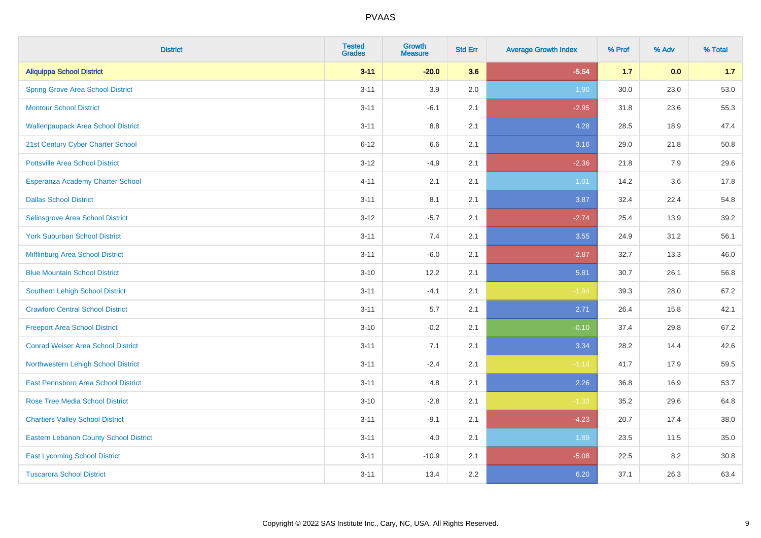# PVAAS

| District | Tested Grades | Growth Measure | Std Err | Average Growth Index | % Prof | % Adv | % Total |
|---|---|---|---|---|---|---|---|
| **Aliquippa School District** | **3-11** | **-20.0** | **3.6** | **-5.54** | **1.7** | **0.0** | **1.7** |
| Spring Grove Area School District | 3-11 | 3.9 | 2.0 | 1.90 | 30.0 | 23.0 | 53.0 |
| Montour School District | 3-11 | -6.1 | 2.1 | -2.95 | 31.8 | 23.6 | 55.3 |
| Wallenpaupack Area School District | 3-11 | 8.8 | 2.1 | 4.28 | 28.5 | 18.9 | 47.4 |
| 21st Century Cyber Charter School | 6-12 | 6.6 | 2.1 | 3.16 | 29.0 | 21.8 | 50.8 |
| Pottsville Area School District | 3-12 | -4.9 | 2.1 | -2.36 | 21.8 | 7.9 | 29.6 |
| Esperanza Academy Charter School | 4-11 | 2.1 | 2.1 | 1.01 | 14.2 | 3.6 | 17.8 |
| Dallas School District | 3-11 | 8.1 | 2.1 | 3.87 | 32.4 | 22.4 | 54.8 |
| Selinsgrove Area School District | 3-12 | -5.7 | 2.1 | -2.74 | 25.4 | 13.9 | 39.2 |
| York Suburban School District | 3-11 | 7.4 | 2.1 | 3.55 | 24.9 | 31.2 | 56.1 |
| Mifflinburg Area School District | 3-11 | -6.0 | 2.1 | -2.87 | 32.7 | 13.3 | 46.0 |
| Blue Mountain School District | 3-10 | 12.2 | 2.1 | 5.81 | 30.7 | 26.1 | 56.8 |
| Southern Lehigh School District | 3-11 | -4.1 | 2.1 | -1.94 | 39.3 | 28.0 | 67.2 |
| Crawford Central School District | 3-11 | 5.7 | 2.1 | 2.71 | 26.4 | 15.8 | 42.1 |
| Freeport Area School District | 3-10 | -0.2 | 2.1 | -0.10 | 37.4 | 29.8 | 67.2 |
| Conrad Weiser Area School District | 3-11 | 7.1 | 2.1 | 3.34 | 28.2 | 14.4 | 42.6 |
| Northwestern Lehigh School District | 3-11 | -2.4 | 2.1 | -1.14 | 41.7 | 17.9 | 59.5 |
| East Pennsboro Area School District | 3-11 | 4.8 | 2.1 | 2.26 | 36.8 | 16.9 | 53.7 |
| Rose Tree Media School District | 3-10 | -2.8 | 2.1 | -1.33 | 35.2 | 29.6 | 64.8 |
| Chartiers Valley School District | 3-11 | -9.1 | 2.1 | -4.23 | 20.7 | 17.4 | 38.0 |
| Eastern Lebanon County School District | 3-11 | 4.0 | 2.1 | 1.89 | 23.5 | 11.5 | 35.0 |
| East Lycoming School District | 3-11 | -10.9 | 2.1 | -5.08 | 22.5 | 8.2 | 30.8 |
| Tuscarora School District | 3-11 | 13.4 | 2.2 | 6.20 | 37.1 | 26.3 | 63.4 |

Copyright © 2022 SAS Institute Inc., Cary, NC, USA. All Rights Reserved.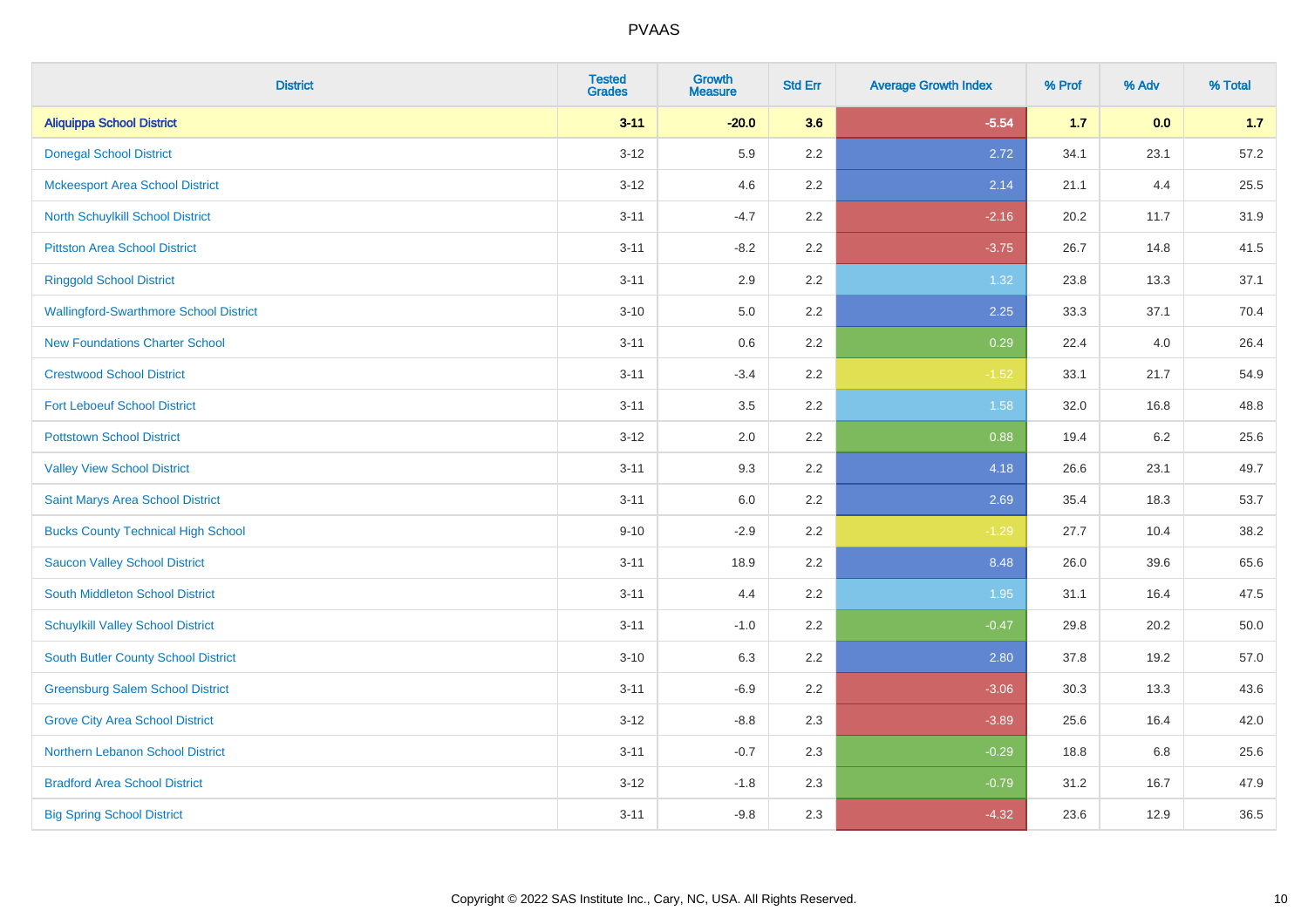| District | Tested Grades | Growth Measure | Std Err | Average Growth Index | % Prof | % Adv | % Total |
|---|---|---|---|---|---|---|---|
| **Aliquippa School District** | **3-11** | **-20.0** | **3.6** | **-5.54** | **1.7** | **0.0** | **1.7** |
| Donegal School District | 3-12 | 5.9 | 2.2 | 2.72 | 34.1 | 23.1 | 57.2 |
| Mckeesport Area School District | 3-12 | 4.6 | 2.2 | 2.14 | 21.1 | 4.4 | 25.5 |
| North Schuylkill School District | 3-11 | -4.7 | 2.2 | -2.16 | 20.2 | 11.7 | 31.9 |
| Pittston Area School District | 3-11 | -8.2 | 2.2 | -3.75 | 26.7 | 14.8 | 41.5 |
| Ringgold School District | 3-11 | 2.9 | 2.2 | 1.32 | 23.8 | 13.3 | 37.1 |
| Wallingford-Swarthmore School District | 3-10 | 5.0 | 2.2 | 2.25 | 33.3 | 37.1 | 70.4 |
| New Foundations Charter School | 3-11 | 0.6 | 2.2 | 0.29 | 22.4 | 4.0 | 26.4 |
| Crestwood School District | 3-11 | -3.4 | 2.2 | -1.52 | 33.1 | 21.7 | 54.9 |
| Fort Leboeuf School District | 3-11 | 3.5 | 2.2 | 1.58 | 32.0 | 16.8 | 48.8 |
| Pottstown School District | 3-12 | 2.0 | 2.2 | 0.88 | 19.4 | 6.2 | 25.6 |
| Valley View School District | 3-11 | 9.3 | 2.2 | 4.18 | 26.6 | 23.1 | 49.7 |
| Saint Marys Area School District | 3-11 | 6.0 | 2.2 | 2.69 | 35.4 | 18.3 | 53.7 |
| Bucks County Technical High School | 9-10 | -2.9 | 2.2 | -1.29 | 27.7 | 10.4 | 38.2 |
| Saucon Valley School District | 3-11 | 18.9 | 2.2 | 8.48 | 26.0 | 39.6 | 65.6 |
| South Middleton School District | 3-11 | 4.4 | 2.2 | 1.95 | 31.1 | 16.4 | 47.5 |
| Schuylkill Valley School District | 3-11 | -1.0 | 2.2 | -0.47 | 29.8 | 20.2 | 50.0 |
| South Butler County School District | 3-10 | 6.3 | 2.2 | 2.80 | 37.8 | 19.2 | 57.0 |
| Greensburg Salem School District | 3-11 | -6.9 | 2.2 | -3.06 | 30.3 | 13.3 | 43.6 |
| Grove City Area School District | 3-12 | -8.8 | 2.3 | -3.89 | 25.6 | 16.4 | 42.0 |
| Northern Lebanon School District | 3-11 | -0.7 | 2.3 | -0.29 | 18.8 | 6.8 | 25.6 |
| Bradford Area School District | 3-12 | -1.8 | 2.3 | -0.79 | 31.2 | 16.7 | 47.9 |
| Big Spring School District | 3-11 | -9.8 | 2.3 | -4.32 | 23.6 | 12.9 | 36.5 |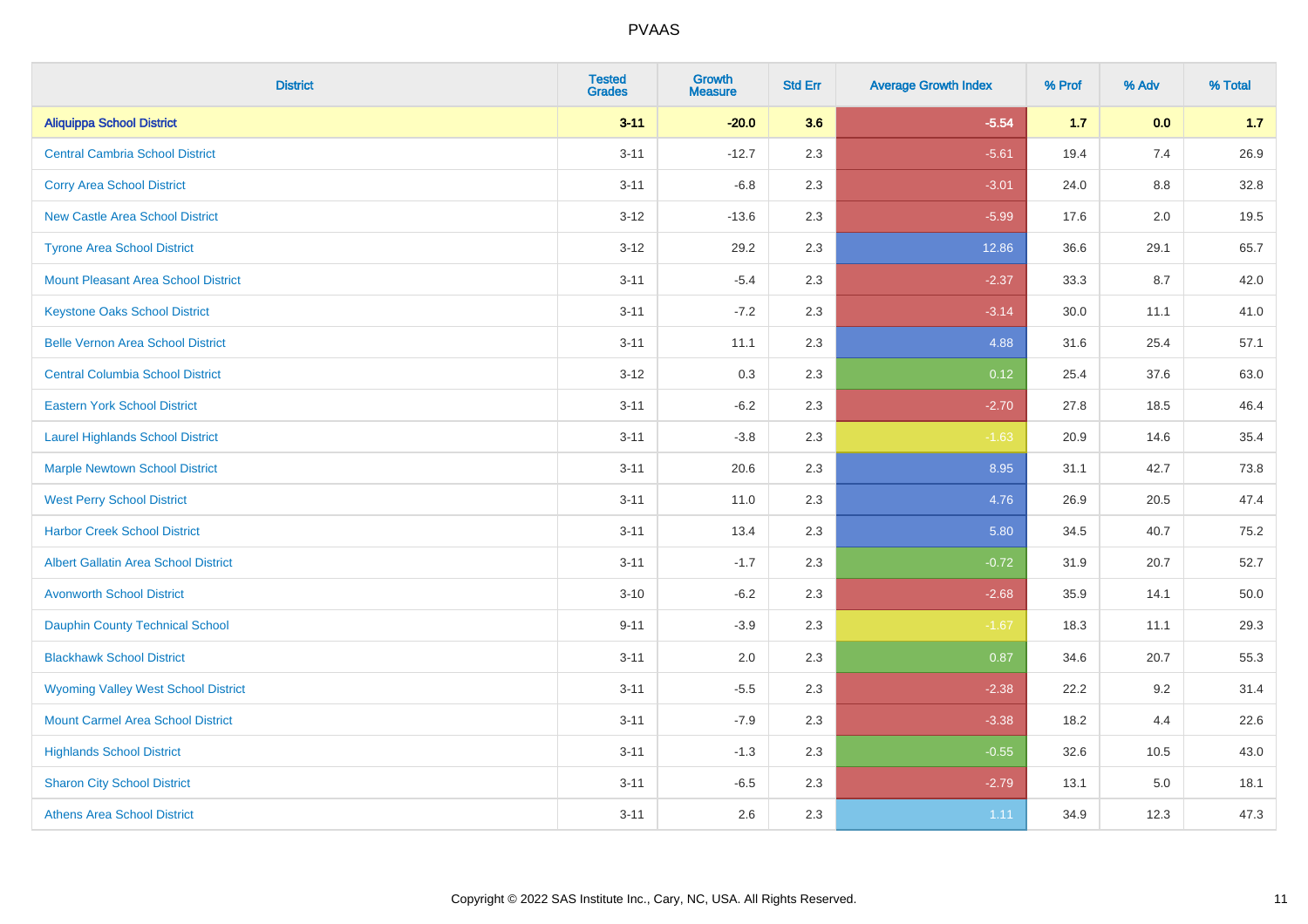# PVAAS

| District | Tested Grades | Growth Measure | Std Err | Average Growth Index | % Prof | % Adv | % Total |
|---|---|---|---|---|---|---|---|
| **Aliquippa School District** | **3-11** | **-20.0** | **3.6** | **-5.54** | **1.7** | **0.0** | **1.7** |
| Central Cambria School District | 3-11 | -12.7 | 2.3 | -5.61 | 19.4 | 7.4 | 26.9 |
| Corry Area School District | 3-11 | -6.8 | 2.3 | -3.01 | 24.0 | 8.8 | 32.8 |
| New Castle Area School District | 3-12 | -13.6 | 2.3 | -5.99 | 17.6 | 2.0 | 19.5 |
| Tyrone Area School District | 3-12 | 29.2 | 2.3 | 12.86 | 36.6 | 29.1 | 65.7 |
| Mount Pleasant Area School District | 3-11 | -5.4 | 2.3 | -2.37 | 33.3 | 8.7 | 42.0 |
| Keystone Oaks School District | 3-11 | -7.2 | 2.3 | -3.14 | 30.0 | 11.1 | 41.0 |
| Belle Vernon Area School District | 3-11 | 11.1 | 2.3 | 4.88 | 31.6 | 25.4 | 57.1 |
| Central Columbia School District | 3-12 | 0.3 | 2.3 | 0.12 | 25.4 | 37.6 | 63.0 |
| Eastern York School District | 3-11 | -6.2 | 2.3 | -2.70 | 27.8 | 18.5 | 46.4 |
| Laurel Highlands School District | 3-11 | -3.8 | 2.3 | -1.63 | 20.9 | 14.6 | 35.4 |
| Marple Newtown School District | 3-11 | 20.6 | 2.3 | 8.95 | 31.1 | 42.7 | 73.8 |
| West Perry School District | 3-11 | 11.0 | 2.3 | 4.76 | 26.9 | 20.5 | 47.4 |
| Harbor Creek School District | 3-11 | 13.4 | 2.3 | 5.80 | 34.5 | 40.7 | 75.2 |
| Albert Gallatin Area School District | 3-11 | -1.7 | 2.3 | -0.72 | 31.9 | 20.7 | 52.7 |
| Avonworth School District | 3-10 | -6.2 | 2.3 | -2.68 | 35.9 | 14.1 | 50.0 |
| Dauphin County Technical School | 9-11 | -3.9 | 2.3 | -1.67 | 18.3 | 11.1 | 29.3 |
| Blackhawk School District | 3-11 | 2.0 | 2.3 | 0.87 | 34.6 | 20.7 | 55.3 |
| Wyoming Valley West School District | 3-11 | -5.5 | 2.3 | -2.38 | 22.2 | 9.2 | 31.4 |
| Mount Carmel Area School District | 3-11 | -7.9 | 2.3 | -3.38 | 18.2 | 4.4 | 22.6 |
| Highlands School District | 3-11 | -1.3 | 2.3 | -0.55 | 32.6 | 10.5 | 43.0 |
| Sharon City School District | 3-11 | -6.5 | 2.3 | -2.79 | 13.1 | 5.0 | 18.1 |
| Athens Area School District | 3-11 | 2.6 | 2.3 | 1.11 | 34.9 | 12.3 | 47.3 |

Copyright © 2022 SAS Institute Inc., Cary, NC, USA. All Rights Reserved.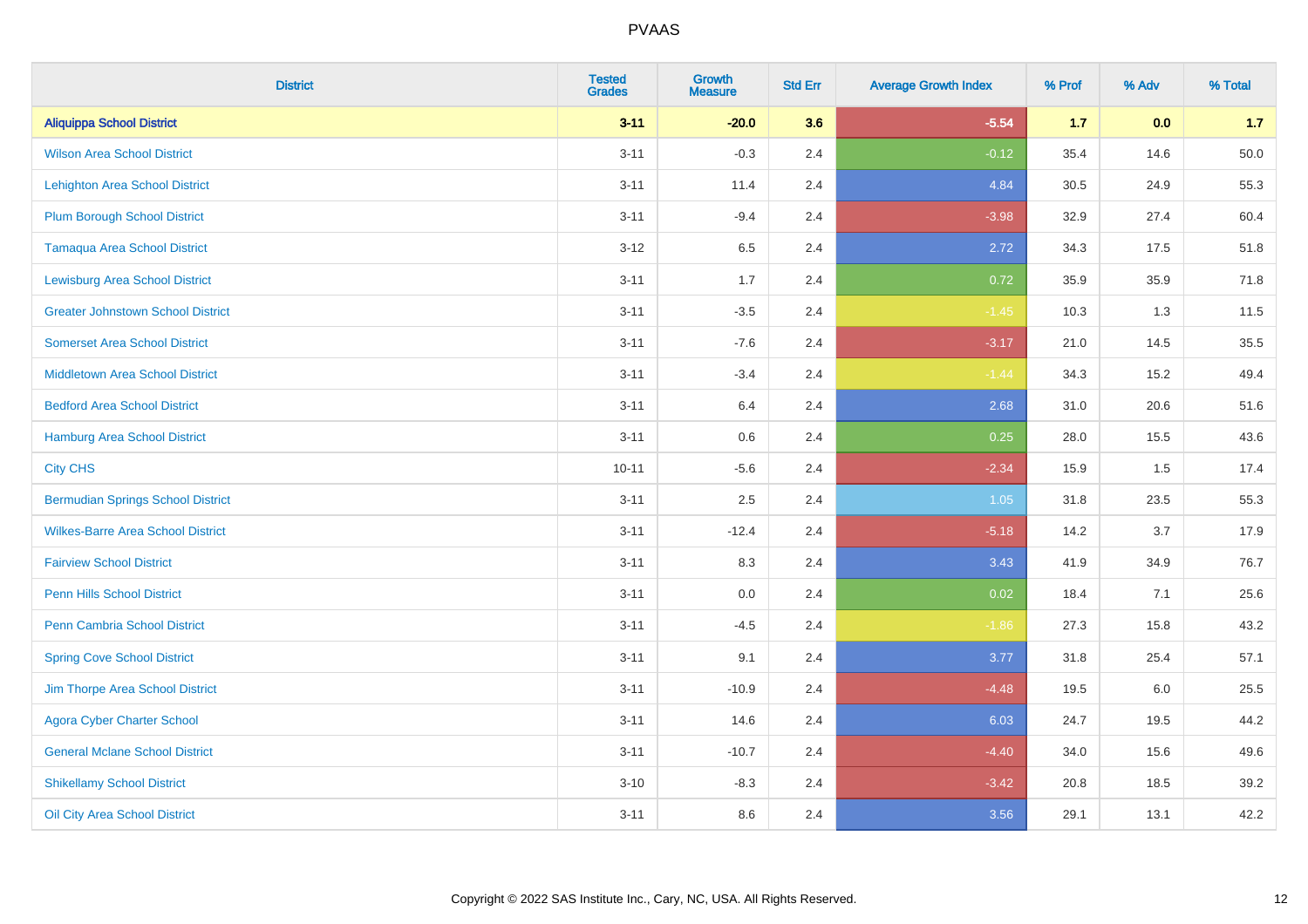| District | Tested Grades | Growth Measure | Std Err | Average Growth Index | % Prof | % Adv | % Total |
|---|---|---|---|---|---|---|---|
| **Aliquippa School District** | **3-11** | **-20.0** | **3.6** | **-5.54** | **1.7** | **0.0** | **1.7** |
| Wilson Area School District | 3-11 | -0.3 | 2.4 | -0.12 | 35.4 | 14.6 | 50.0 |
| Lehighton Area School District | 3-11 | 11.4 | 2.4 | 4.84 | 30.5 | 24.9 | 55.3 |
| Plum Borough School District | 3-11 | -9.4 | 2.4 | -3.98 | 32.9 | 27.4 | 60.4 |
| Tamaqua Area School District | 3-12 | 6.5 | 2.4 | 2.72 | 34.3 | 17.5 | 51.8 |
| Lewisburg Area School District | 3-11 | 1.7 | 2.4 | 0.72 | 35.9 | 35.9 | 71.8 |
| Greater Johnstown School District | 3-11 | -3.5 | 2.4 | -1.45 | 10.3 | 1.3 | 11.5 |
| Somerset Area School District | 3-11 | -7.6 | 2.4 | -3.17 | 21.0 | 14.5 | 35.5 |
| Middletown Area School District | 3-11 | -3.4 | 2.4 | -1.44 | 34.3 | 15.2 | 49.4 |
| Bedford Area School District | 3-11 | 6.4 | 2.4 | 2.68 | 31.0 | 20.6 | 51.6 |
| Hamburg Area School District | 3-11 | 0.6 | 2.4 | 0.25 | 28.0 | 15.5 | 43.6 |
| City CHS | 10-11 | -5.6 | 2.4 | -2.34 | 15.9 | 1.5 | 17.4 |
| Bermudian Springs School District | 3-11 | 2.5 | 2.4 | 1.05 | 31.8 | 23.5 | 55.3 |
| Wilkes-Barre Area School District | 3-11 | -12.4 | 2.4 | -5.18 | 14.2 | 3.7 | 17.9 |
| Fairview School District | 3-11 | 8.3 | 2.4 | 3.43 | 41.9 | 34.9 | 76.7 |
| Penn Hills School District | 3-11 | 0.0 | 2.4 | 0.02 | 18.4 | 7.1 | 25.6 |
| Penn Cambria School District | 3-11 | -4.5 | 2.4 | -1.86 | 27.3 | 15.8 | 43.2 |
| Spring Cove School District | 3-11 | 9.1 | 2.4 | 3.77 | 31.8 | 25.4 | 57.1 |
| Jim Thorpe Area School District | 3-11 | -10.9 | 2.4 | -4.48 | 19.5 | 6.0 | 25.5 |
| Agora Cyber Charter School | 3-11 | 14.6 | 2.4 | 6.03 | 24.7 | 19.5 | 44.2 |
| General Mclane School District | 3-11 | -10.7 | 2.4 | -4.40 | 34.0 | 15.6 | 49.6 |
| Shikellamy School District | 3-10 | -8.3 | 2.4 | -3.42 | 20.8 | 18.5 | 39.2 |
| Oil City Area School District | 3-11 | 8.6 | 2.4 | 3.56 | 29.1 | 13.1 | 42.2 |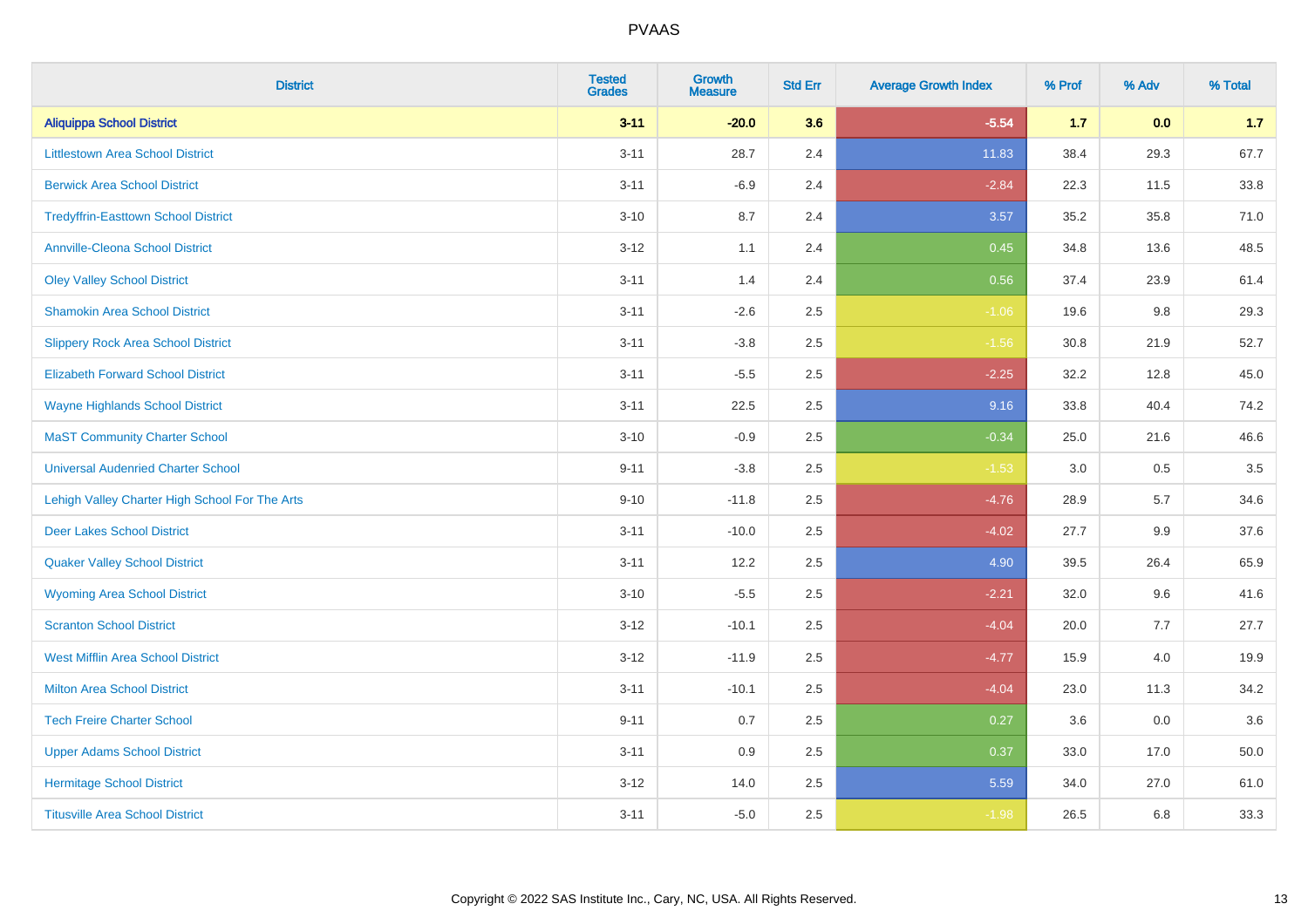| District | Tested Grades | Growth Measure | Std Err | Average Growth Index | % Prof | % Adv | % Total |
|---|---|---|---|---|---|---|---|
| **Aliquippa School District** | **3-11** | **-20.0** | **3.6** | **-5.54** | **1.7** | **0.0** | **1.7** |
| Littlestown Area School District | 3-11 | 28.7 | 2.4 | 11.83 | 38.4 | 29.3 | 67.7 |
| Berwick Area School District | 3-11 | -6.9 | 2.4 | -2.84 | 22.3 | 11.5 | 33.8 |
| Tredyffrin-Easttown School District | 3-10 | 8.7 | 2.4 | 3.57 | 35.2 | 35.8 | 71.0 |
| Annville-Cleona School District | 3-12 | 1.1 | 2.4 | 0.45 | 34.8 | 13.6 | 48.5 |
| Oley Valley School District | 3-11 | 1.4 | 2.4 | 0.56 | 37.4 | 23.9 | 61.4 |
| Shamokin Area School District | 3-11 | -2.6 | 2.5 | -1.06 | 19.6 | 9.8 | 29.3 |
| Slippery Rock Area School District | 3-11 | -3.8 | 2.5 | -1.56 | 30.8 | 21.9 | 52.7 |
| Elizabeth Forward School District | 3-11 | -5.5 | 2.5 | -2.25 | 32.2 | 12.8 | 45.0 |
| Wayne Highlands School District | 3-11 | 22.5 | 2.5 | 9.16 | 33.8 | 40.4 | 74.2 |
| MaST Community Charter School | 3-10 | -0.9 | 2.5 | -0.34 | 25.0 | 21.6 | 46.6 |
| Universal Audenried Charter School | 9-11 | -3.8 | 2.5 | -1.53 | 3.0 | 0.5 | 3.5 |
| Lehigh Valley Charter High School For The Arts | 9-10 | -11.8 | 2.5 | -4.76 | 28.9 | 5.7 | 34.6 |
| Deer Lakes School District | 3-11 | -10.0 | 2.5 | -4.02 | 27.7 | 9.9 | 37.6 |
| Quaker Valley School District | 3-11 | 12.2 | 2.5 | 4.90 | 39.5 | 26.4 | 65.9 |
| Wyoming Area School District | 3-10 | -5.5 | 2.5 | -2.21 | 32.0 | 9.6 | 41.6 |
| Scranton School District | 3-12 | -10.1 | 2.5 | -4.04 | 20.0 | 7.7 | 27.7 |
| West Mifflin Area School District | 3-12 | -11.9 | 2.5 | -4.77 | 15.9 | 4.0 | 19.9 |
| Milton Area School District | 3-11 | -10.1 | 2.5 | -4.04 | 23.0 | 11.3 | 34.2 |
| Tech Freire Charter School | 9-11 | 0.7 | 2.5 | 0.27 | 3.6 | 0.0 | 3.6 |
| Upper Adams School District | 3-11 | 0.9 | 2.5 | 0.37 | 33.0 | 17.0 | 50.0 |
| Hermitage School District | 3-12 | 14.0 | 2.5 | 5.59 | 34.0 | 27.0 | 61.0 |
| Titusville Area School District | 3-11 | -5.0 | 2.5 | -1.98 | 26.5 | 6.8 | 33.3 |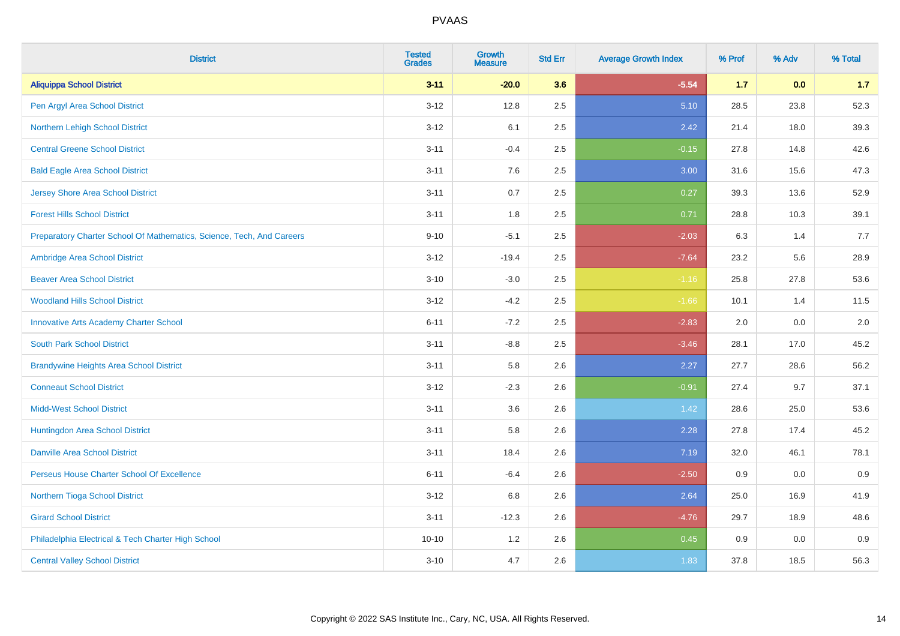| District | Tested Grades | Growth Measure | Std Err | Average Growth Index | % Prof | % Adv | % Total |
|---|---|---|---|---|---|---|---|
| **Aliquippa School District** | **3-11** | **-20.0** | **3.6** | **-5.54** | **1.7** | **0.0** | **1.7** |
| Pen Argyl Area School District | 3-12 | 12.8 | 2.5 | 5.10 | 28.5 | 23.8 | 52.3 |
| Northern Lehigh School District | 3-12 | 6.1 | 2.5 | 2.42 | 21.4 | 18.0 | 39.3 |
| Central Greene School District | 3-11 | -0.4 | 2.5 | -0.15 | 27.8 | 14.8 | 42.6 |
| Bald Eagle Area School District | 3-11 | 7.6 | 2.5 | 3.00 | 31.6 | 15.6 | 47.3 |
| Jersey Shore Area School District | 3-11 | 0.7 | 2.5 | 0.27 | 39.3 | 13.6 | 52.9 |
| Forest Hills School District | 3-11 | 1.8 | 2.5 | 0.71 | 28.8 | 10.3 | 39.1 |
| Preparatory Charter School Of Mathematics, Science, Tech, And Careers | 9-10 | -5.1 | 2.5 | -2.03 | 6.3 | 1.4 | 7.7 |
| Ambridge Area School District | 3-12 | -19.4 | 2.5 | -7.64 | 23.2 | 5.6 | 28.9 |
| Beaver Area School District | 3-10 | -3.0 | 2.5 | -1.16 | 25.8 | 27.8 | 53.6 |
| Woodland Hills School District | 3-12 | -4.2 | 2.5 | -1.66 | 10.1 | 1.4 | 11.5 |
| Innovative Arts Academy Charter School | 6-11 | -7.2 | 2.5 | -2.83 | 2.0 | 0.0 | 2.0 |
| South Park School District | 3-11 | -8.8 | 2.5 | -3.46 | 28.1 | 17.0 | 45.2 |
| Brandywine Heights Area School District | 3-11 | 5.8 | 2.6 | 2.27 | 27.7 | 28.6 | 56.2 |
| Conneaut School District | 3-12 | -2.3 | 2.6 | -0.91 | 27.4 | 9.7 | 37.1 |
| Midd-West School District | 3-11 | 3.6 | 2.6 | 1.42 | 28.6 | 25.0 | 53.6 |
| Huntingdon Area School District | 3-11 | 5.8 | 2.6 | 2.28 | 27.8 | 17.4 | 45.2 |
| Danville Area School District | 3-11 | 18.4 | 2.6 | 7.19 | 32.0 | 46.1 | 78.1 |
| Perseus House Charter School Of Excellence | 6-11 | -6.4 | 2.6 | -2.50 | 0.9 | 0.0 | 0.9 |
| Northern Tioga School District | 3-12 | 6.8 | 2.6 | 2.64 | 25.0 | 16.9 | 41.9 |
| Girard School District | 3-11 | -12.3 | 2.6 | -4.76 | 29.7 | 18.9 | 48.6 |
| Philadelphia Electrical & Tech Charter High School | 10-10 | 1.2 | 2.6 | 0.45 | 0.9 | 0.0 | 0.9 |
| Central Valley School District | 3-10 | 4.7 | 2.6 | 1.83 | 37.8 | 18.5 | 56.3 |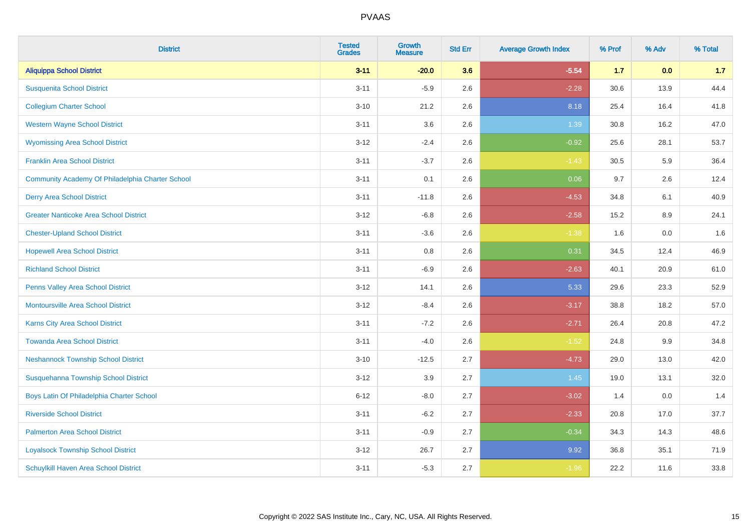| District | Tested Grades | Growth Measure | Std Err | Average Growth Index | % Prof | % Adv | % Total |
|---|---|---|---|---|---|---|---|
| **Aliquippa School District** | **3-11** | **-20.0** | **3.6** | **-5.54** | **1.7** | **0.0** | **1.7** |
| Susquenita School District | 3-11 | -5.9 | 2.6 | -2.28 | 30.6 | 13.9 | 44.4 |
| Collegium Charter School | 3-10 | 21.2 | 2.6 | 8.18 | 25.4 | 16.4 | 41.8 |
| Western Wayne School District | 3-11 | 3.6 | 2.6 | 1.39 | 30.8 | 16.2 | 47.0 |
| Wyomissing Area School District | 3-12 | -2.4 | 2.6 | -0.92 | 25.6 | 28.1 | 53.7 |
| Franklin Area School District | 3-11 | -3.7 | 2.6 | -1.43 | 30.5 | 5.9 | 36.4 |
| Community Academy Of Philadelphia Charter School | 3-11 | 0.1 | 2.6 | 0.06 | 9.7 | 2.6 | 12.4 |
| Derry Area School District | 3-11 | -11.8 | 2.6 | -4.53 | 34.8 | 6.1 | 40.9 |
| Greater Nanticoke Area School District | 3-12 | -6.8 | 2.6 | -2.58 | 15.2 | 8.9 | 24.1 |
| Chester-Upland School District | 3-11 | -3.6 | 2.6 | -1.38 | 1.6 | 0.0 | 1.6 |
| Hopewell Area School District | 3-11 | 0.8 | 2.6 | 0.31 | 34.5 | 12.4 | 46.9 |
| Richland School District | 3-11 | -6.9 | 2.6 | -2.63 | 40.1 | 20.9 | 61.0 |
| Penns Valley Area School District | 3-12 | 14.1 | 2.6 | 5.33 | 29.6 | 23.3 | 52.9 |
| Montoursville Area School District | 3-12 | -8.4 | 2.6 | -3.17 | 38.8 | 18.2 | 57.0 |
| Karns City Area School District | 3-11 | -7.2 | 2.6 | -2.71 | 26.4 | 20.8 | 47.2 |
| Towanda Area School District | 3-11 | -4.0 | 2.6 | -1.52 | 24.8 | 9.9 | 34.8 |
| Neshannock Township School District | 3-10 | -12.5 | 2.7 | -4.73 | 29.0 | 13.0 | 42.0 |
| Susquehanna Township School District | 3-12 | 3.9 | 2.7 | 1.45 | 19.0 | 13.1 | 32.0 |
| Boys Latin Of Philadelphia Charter School | 6-12 | -8.0 | 2.7 | -3.02 | 1.4 | 0.0 | 1.4 |
| Riverside School District | 3-11 | -6.2 | 2.7 | -2.33 | 20.8 | 17.0 | 37.7 |
| Palmerton Area School District | 3-11 | -0.9 | 2.7 | -0.34 | 34.3 | 14.3 | 48.6 |
| Loyalsock Township School District | 3-12 | 26.7 | 2.7 | 9.92 | 36.8 | 35.1 | 71.9 |
| Schuylkill Haven Area School District | 3-11 | -5.3 | 2.7 | -1.96 | 22.2 | 11.6 | 33.8 |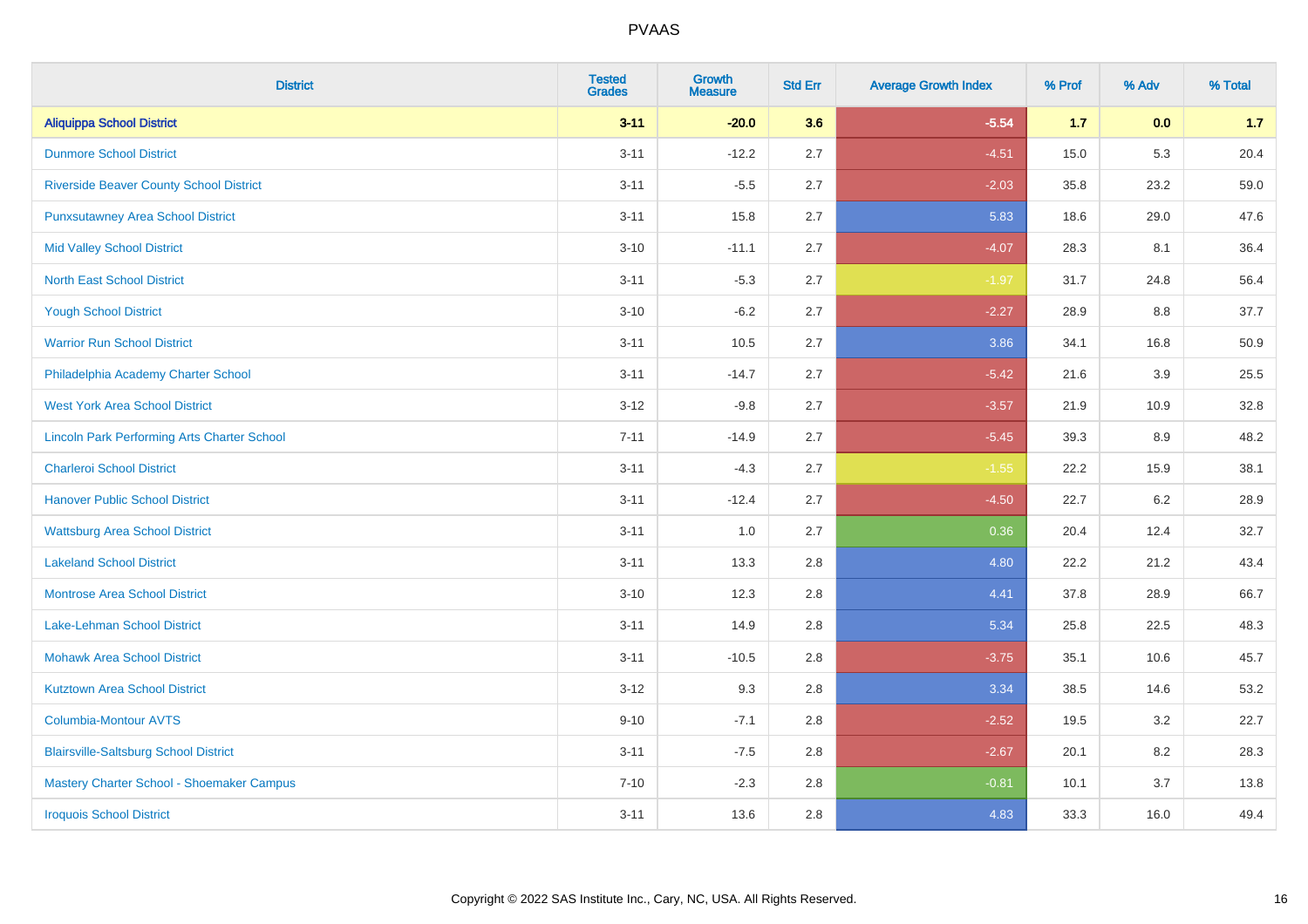| District | Tested Grades | Growth Measure | Std Err | Average Growth Index | % Prof | % Adv | % Total |
|---|---|---|---|---|---|---|---|
| **Aliquippa School District** | **3-11** | **-20.0** | **3.6** | **-5.54** | **1.7** | **0.0** | **1.7** |
| Dunmore School District | 3-11 | -12.2 | 2.7 | -4.51 | 15.0 | 5.3 | 20.4 |
| Riverside Beaver County School District | 3-11 | -5.5 | 2.7 | -2.03 | 35.8 | 23.2 | 59.0 |
| Punxsutawney Area School District | 3-11 | 15.8 | 2.7 | 5.83 | 18.6 | 29.0 | 47.6 |
| Mid Valley School District | 3-10 | -11.1 | 2.7 | -4.07 | 28.3 | 8.1 | 36.4 |
| North East School District | 3-11 | -5.3 | 2.7 | -1.97 | 31.7 | 24.8 | 56.4 |
| Yough School District | 3-10 | -6.2 | 2.7 | -2.27 | 28.9 | 8.8 | 37.7 |
| Warrior Run School District | 3-11 | 10.5 | 2.7 | 3.86 | 34.1 | 16.8 | 50.9 |
| Philadelphia Academy Charter School | 3-11 | -14.7 | 2.7 | -5.42 | 21.6 | 3.9 | 25.5 |
| West York Area School District | 3-12 | -9.8 | 2.7 | -3.57 | 21.9 | 10.9 | 32.8 |
| Lincoln Park Performing Arts Charter School | 7-11 | -14.9 | 2.7 | -5.45 | 39.3 | 8.9 | 48.2 |
| Charleroi School District | 3-11 | -4.3 | 2.7 | -1.55 | 22.2 | 15.9 | 38.1 |
| Hanover Public School District | 3-11 | -12.4 | 2.7 | -4.50 | 22.7 | 6.2 | 28.9 |
| Wattsburg Area School District | 3-11 | 1.0 | 2.7 | 0.36 | 20.4 | 12.4 | 32.7 |
| Lakeland School District | 3-11 | 13.3 | 2.8 | 4.80 | 22.2 | 21.2 | 43.4 |
| Montrose Area School District | 3-10 | 12.3 | 2.8 | 4.41 | 37.8 | 28.9 | 66.7 |
| Lake-Lehman School District | 3-11 | 14.9 | 2.8 | 5.34 | 25.8 | 22.5 | 48.3 |
| Mohawk Area School District | 3-11 | -10.5 | 2.8 | -3.75 | 35.1 | 10.6 | 45.7 |
| Kutztown Area School District | 3-12 | 9.3 | 2.8 | 3.34 | 38.5 | 14.6 | 53.2 |
| Columbia-Montour AVTS | 9-10 | -7.1 | 2.8 | -2.52 | 19.5 | 3.2 | 22.7 |
| Blairsville-Saltsburg School District | 3-11 | -7.5 | 2.8 | -2.67 | 20.1 | 8.2 | 28.3 |
| Mastery Charter School - Shoemaker Campus | 7-10 | -2.3 | 2.8 | -0.81 | 10.1 | 3.7 | 13.8 |
| Iroquois School District | 3-11 | 13.6 | 2.8 | 4.83 | 33.3 | 16.0 | 49.4 |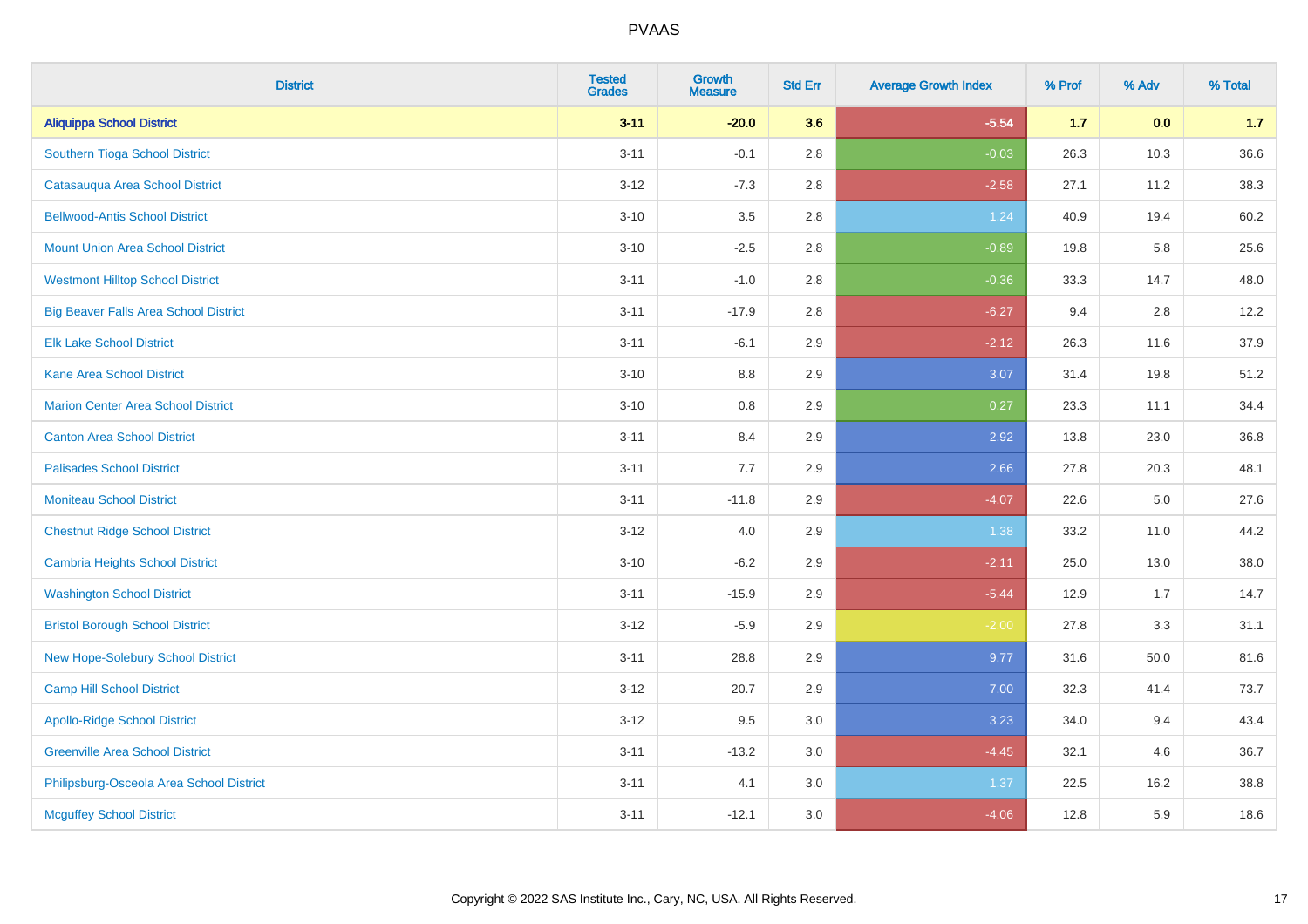# PVAAS

| District | Tested Grades | Growth Measure | Std Err | Average Growth Index | % Prof | % Adv | % Total |
|---|---|---|---|---|---|---|---|
| **Aliquippa School District** | **3-11** | **-20.0** | **3.6** | **-5.54** | **1.7** | **0.0** | **1.7** |
| Southern Tioga School District | 3-11 | -0.1 | 2.8 | -0.03 | 26.3 | 10.3 | 36.6 |
| Catasauqua Area School District | 3-12 | -7.3 | 2.8 | -2.58 | 27.1 | 11.2 | 38.3 |
| Bellwood-Antis School District | 3-10 | 3.5 | 2.8 | 1.24 | 40.9 | 19.4 | 60.2 |
| Mount Union Area School District | 3-10 | -2.5 | 2.8 | -0.89 | 19.8 | 5.8 | 25.6 |
| Westmont Hilltop School District | 3-11 | -1.0 | 2.8 | -0.36 | 33.3 | 14.7 | 48.0 |
| Big Beaver Falls Area School District | 3-11 | -17.9 | 2.8 | -6.27 | 9.4 | 2.8 | 12.2 |
| Elk Lake School District | 3-11 | -6.1 | 2.9 | -2.12 | 26.3 | 11.6 | 37.9 |
| Kane Area School District | 3-10 | 8.8 | 2.9 | 3.07 | 31.4 | 19.8 | 51.2 |
| Marion Center Area School District | 3-10 | 0.8 | 2.9 | 0.27 | 23.3 | 11.1 | 34.4 |
| Canton Area School District | 3-11 | 8.4 | 2.9 | 2.92 | 13.8 | 23.0 | 36.8 |
| Palisades School District | 3-11 | 7.7 | 2.9 | 2.66 | 27.8 | 20.3 | 48.1 |
| Moniteau School District | 3-11 | -11.8 | 2.9 | -4.07 | 22.6 | 5.0 | 27.6 |
| Chestnut Ridge School District | 3-12 | 4.0 | 2.9 | 1.38 | 33.2 | 11.0 | 44.2 |
| Cambria Heights School District | 3-10 | -6.2 | 2.9 | -2.11 | 25.0 | 13.0 | 38.0 |
| Washington School District | 3-11 | -15.9 | 2.9 | -5.44 | 12.9 | 1.7 | 14.7 |
| Bristol Borough School District | 3-12 | -5.9 | 2.9 | -2.00 | 27.8 | 3.3 | 31.1 |
| New Hope-Solebury School District | 3-11 | 28.8 | 2.9 | 9.77 | 31.6 | 50.0 | 81.6 |
| Camp Hill School District | 3-12 | 20.7 | 2.9 | 7.00 | 32.3 | 41.4 | 73.7 |
| Apollo-Ridge School District | 3-12 | 9.5 | 3.0 | 3.23 | 34.0 | 9.4 | 43.4 |
| Greenville Area School District | 3-11 | -13.2 | 3.0 | -4.45 | 32.1 | 4.6 | 36.7 |
| Philipsburg-Osceola Area School District | 3-11 | 4.1 | 3.0 | 1.37 | 22.5 | 16.2 | 38.8 |
| Mcguffey School District | 3-11 | -12.1 | 3.0 | -4.06 | 12.8 | 5.9 | 18.6 |

Copyright © 2022 SAS Institute Inc., Cary, NC, USA. All Rights Reserved.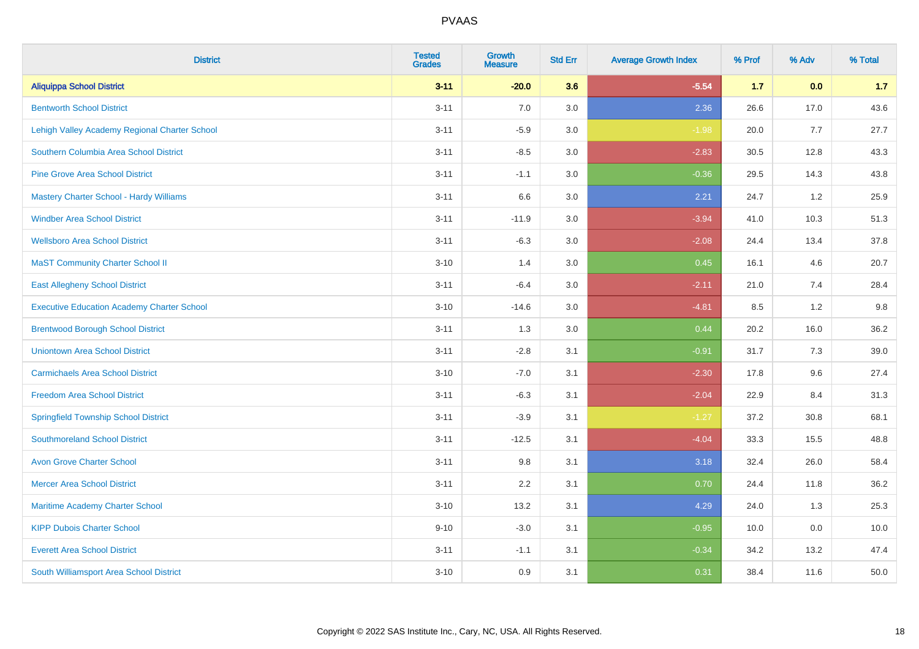# PVAAS

| District | Tested Grades | Growth Measure | Std Err | Average Growth Index | % Prof | % Adv | % Total |
|---|---|---|---|---|---|---|---|
| **Aliquippa School District** | **3-11** | **-20.0** | **3.6** | **-5.54** | **1.7** | **0.0** | **1.7** |
| Bentworth School District | 3-11 | 7.0 | 3.0 | 2.36 | 26.6 | 17.0 | 43.6 |
| Lehigh Valley Academy Regional Charter School | 3-11 | -5.9 | 3.0 | -1.98 | 20.0 | 7.7 | 27.7 |
| Southern Columbia Area School District | 3-11 | -8.5 | 3.0 | -2.83 | 30.5 | 12.8 | 43.3 |
| Pine Grove Area School District | 3-11 | -1.1 | 3.0 | -0.36 | 29.5 | 14.3 | 43.8 |
| Mastery Charter School - Hardy Williams | 3-11 | 6.6 | 3.0 | 2.21 | 24.7 | 1.2 | 25.9 |
| Windber Area School District | 3-11 | -11.9 | 3.0 | -3.94 | 41.0 | 10.3 | 51.3 |
| Wellsboro Area School District | 3-11 | -6.3 | 3.0 | -2.08 | 24.4 | 13.4 | 37.8 |
| MaST Community Charter School II | 3-10 | 1.4 | 3.0 | 0.45 | 16.1 | 4.6 | 20.7 |
| East Allegheny School District | 3-11 | -6.4 | 3.0 | -2.11 | 21.0 | 7.4 | 28.4 |
| Executive Education Academy Charter School | 3-10 | -14.6 | 3.0 | -4.81 | 8.5 | 1.2 | 9.8 |
| Brentwood Borough School District | 3-11 | 1.3 | 3.0 | 0.44 | 20.2 | 16.0 | 36.2 |
| Uniontown Area School District | 3-11 | -2.8 | 3.1 | -0.91 | 31.7 | 7.3 | 39.0 |
| Carmichaels Area School District | 3-10 | -7.0 | 3.1 | -2.30 | 17.8 | 9.6 | 27.4 |
| Freedom Area School District | 3-11 | -6.3 | 3.1 | -2.04 | 22.9 | 8.4 | 31.3 |
| Springfield Township School District | 3-11 | -3.9 | 3.1 | -1.27 | 37.2 | 30.8 | 68.1 |
| Southmoreland School District | 3-11 | -12.5 | 3.1 | -4.04 | 33.3 | 15.5 | 48.8 |
| Avon Grove Charter School | 3-11 | 9.8 | 3.1 | 3.18 | 32.4 | 26.0 | 58.4 |
| Mercer Area School District | 3-11 | 2.2 | 3.1 | 0.70 | 24.4 | 11.8 | 36.2 |
| Maritime Academy Charter School | 3-10 | 13.2 | 3.1 | 4.29 | 24.0 | 1.3 | 25.3 |
| KIPP Dubois Charter School | 9-10 | -3.0 | 3.1 | -0.95 | 10.0 | 0.0 | 10.0 |
| Everett Area School District | 3-11 | -1.1 | 3.1 | -0.34 | 34.2 | 13.2 | 47.4 |
| South Williamsport Area School District | 3-10 | 0.9 | 3.1 | 0.31 | 38.4 | 11.6 | 50.0 |

Copyright © 2022 SAS Institute Inc., Cary, NC, USA. All Rights Reserved.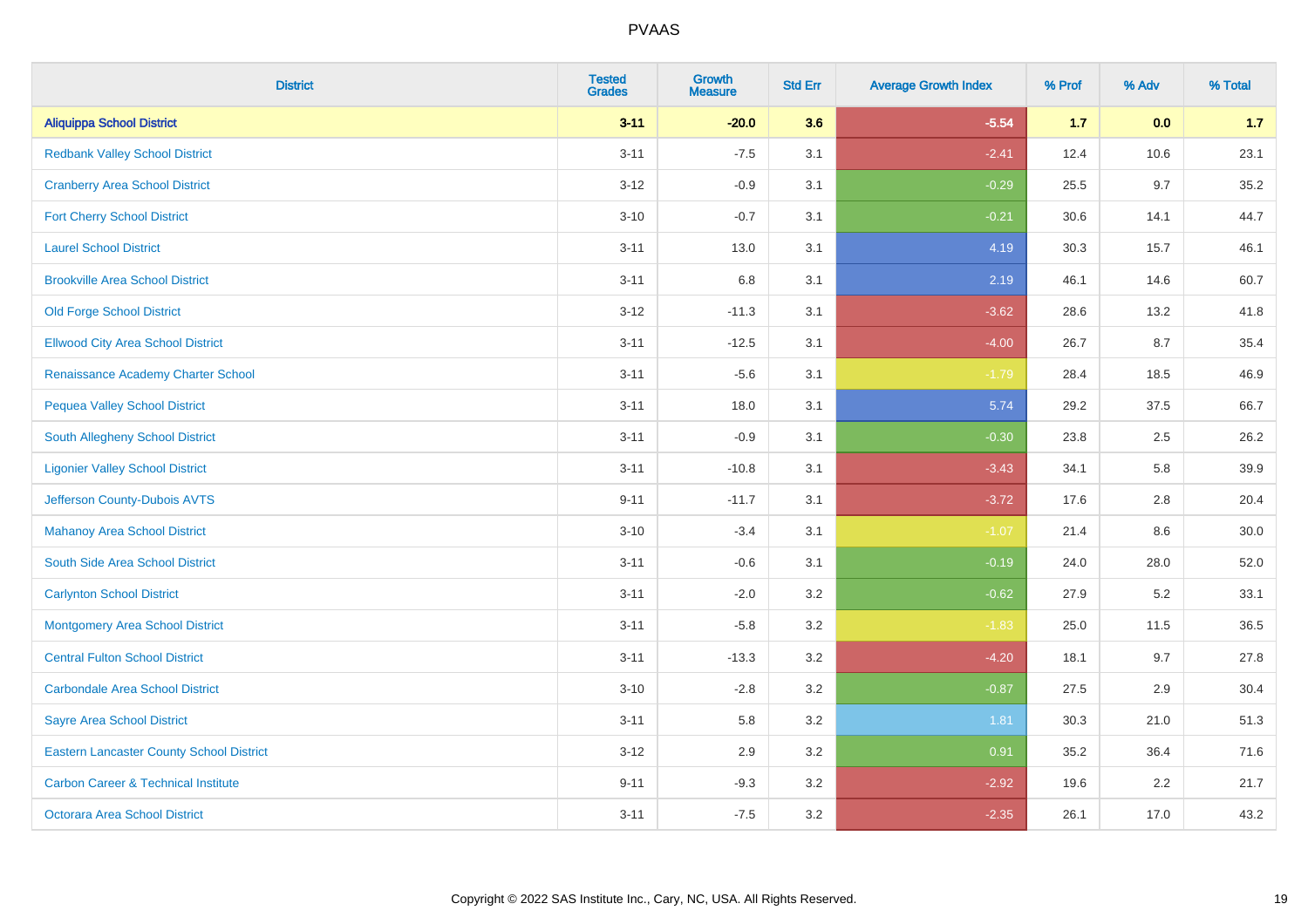| District | Tested Grades | Growth Measure | Std Err | Average Growth Index | % Prof | % Adv | % Total |
|---|---|---|---|---|---|---|---|
| **Aliquippa School District** | **3-11** | **-20.0** | **3.6** | **-5.54** | **1.7** | **0.0** | **1.7** |
| Redbank Valley School District | 3-11 | -7.5 | 3.1 | -2.41 | 12.4 | 10.6 | 23.1 |
| Cranberry Area School District | 3-12 | -0.9 | 3.1 | -0.29 | 25.5 | 9.7 | 35.2 |
| Fort Cherry School District | 3-10 | -0.7 | 3.1 | -0.21 | 30.6 | 14.1 | 44.7 |
| Laurel School District | 3-11 | 13.0 | 3.1 | 4.19 | 30.3 | 15.7 | 46.1 |
| Brookville Area School District | 3-11 | 6.8 | 3.1 | 2.19 | 46.1 | 14.6 | 60.7 |
| Old Forge School District | 3-12 | -11.3 | 3.1 | -3.62 | 28.6 | 13.2 | 41.8 |
| Ellwood City Area School District | 3-11 | -12.5 | 3.1 | -4.00 | 26.7 | 8.7 | 35.4 |
| Renaissance Academy Charter School | 3-11 | -5.6 | 3.1 | -1.79 | 28.4 | 18.5 | 46.9 |
| Pequea Valley School District | 3-11 | 18.0 | 3.1 | 5.74 | 29.2 | 37.5 | 66.7 |
| South Allegheny School District | 3-11 | -0.9 | 3.1 | -0.30 | 23.8 | 2.5 | 26.2 |
| Ligonier Valley School District | 3-11 | -10.8 | 3.1 | -3.43 | 34.1 | 5.8 | 39.9 |
| Jefferson County-Dubois AVTS | 9-11 | -11.7 | 3.1 | -3.72 | 17.6 | 2.8 | 20.4 |
| Mahanoy Area School District | 3-10 | -3.4 | 3.1 | -1.07 | 21.4 | 8.6 | 30.0 |
| South Side Area School District | 3-11 | -0.6 | 3.1 | -0.19 | 24.0 | 28.0 | 52.0 |
| Carlynton School District | 3-11 | -2.0 | 3.2 | -0.62 | 27.9 | 5.2 | 33.1 |
| Montgomery Area School District | 3-11 | -5.8 | 3.2 | -1.83 | 25.0 | 11.5 | 36.5 |
| Central Fulton School District | 3-11 | -13.3 | 3.2 | -4.20 | 18.1 | 9.7 | 27.8 |
| Carbondale Area School District | 3-10 | -2.8 | 3.2 | -0.87 | 27.5 | 2.9 | 30.4 |
| Sayre Area School District | 3-11 | 5.8 | 3.2 | 1.81 | 30.3 | 21.0 | 51.3 |
| Eastern Lancaster County School District | 3-12 | 2.9 | 3.2 | 0.91 | 35.2 | 36.4 | 71.6 |
| Carbon Career & Technical Institute | 9-11 | -9.3 | 3.2 | -2.92 | 19.6 | 2.2 | 21.7 |
| Octorara Area School District | 3-11 | -7.5 | 3.2 | -2.35 | 26.1 | 17.0 | 43.2 |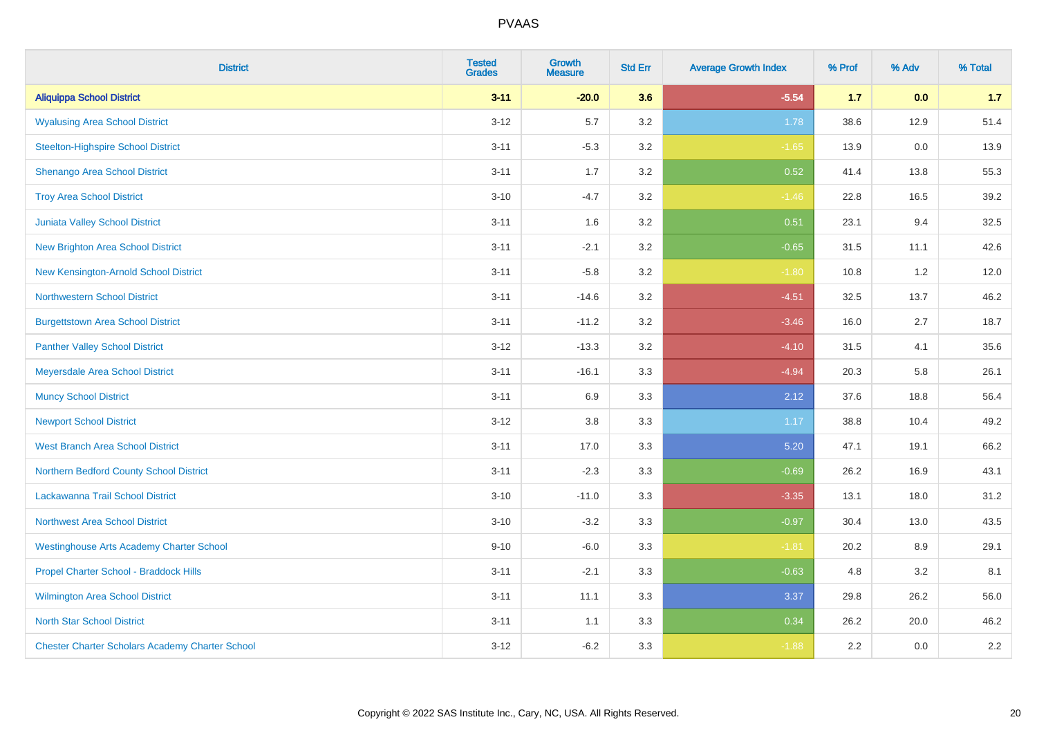# PVAAS

| District | Tested Grades | Growth Measure | Std Err | Average Growth Index | % Prof | % Adv | % Total |
|---|---|---|---|---|---|---|---|
| **Aliquippa School District** | **3-11** | **-20.0** | **3.6** | **-5.54** | **1.7** | **0.0** | **1.7** |
| Wyalusing Area School District | 3-12 | 5.7 | 3.2 | 1.78 | 38.6 | 12.9 | 51.4 |
| Steelton-Highspire School District | 3-11 | -5.3 | 3.2 | -1.65 | 13.9 | 0.0 | 13.9 |
| Shenango Area School District | 3-11 | 1.7 | 3.2 | 0.52 | 41.4 | 13.8 | 55.3 |
| Troy Area School District | 3-10 | -4.7 | 3.2 | -1.46 | 22.8 | 16.5 | 39.2 |
| Juniata Valley School District | 3-11 | 1.6 | 3.2 | 0.51 | 23.1 | 9.4 | 32.5 |
| New Brighton Area School District | 3-11 | -2.1 | 3.2 | -0.65 | 31.5 | 11.1 | 42.6 |
| New Kensington-Arnold School District | 3-11 | -5.8 | 3.2 | -1.80 | 10.8 | 1.2 | 12.0 |
| Northwestern School District | 3-11 | -14.6 | 3.2 | -4.51 | 32.5 | 13.7 | 46.2 |
| Burgettstown Area School District | 3-11 | -11.2 | 3.2 | -3.46 | 16.0 | 2.7 | 18.7 |
| Panther Valley School District | 3-12 | -13.3 | 3.2 | -4.10 | 31.5 | 4.1 | 35.6 |
| Meyersdale Area School District | 3-11 | -16.1 | 3.3 | -4.94 | 20.3 | 5.8 | 26.1 |
| Muncy School District | 3-11 | 6.9 | 3.3 | 2.12 | 37.6 | 18.8 | 56.4 |
| Newport School District | 3-12 | 3.8 | 3.3 | 1.17 | 38.8 | 10.4 | 49.2 |
| West Branch Area School District | 3-11 | 17.0 | 3.3 | 5.20 | 47.1 | 19.1 | 66.2 |
| Northern Bedford County School District | 3-11 | -2.3 | 3.3 | -0.69 | 26.2 | 16.9 | 43.1 |
| Lackawanna Trail School District | 3-10 | -11.0 | 3.3 | -3.35 | 13.1 | 18.0 | 31.2 |
| Northwest Area School District | 3-10 | -3.2 | 3.3 | -0.97 | 30.4 | 13.0 | 43.5 |
| Westinghouse Arts Academy Charter School | 9-10 | -6.0 | 3.3 | -1.81 | 20.2 | 8.9 | 29.1 |
| Propel Charter School - Braddock Hills | 3-11 | -2.1 | 3.3 | -0.63 | 4.8 | 3.2 | 8.1 |
| Wilmington Area School District | 3-11 | 11.1 | 3.3 | 3.37 | 29.8 | 26.2 | 56.0 |
| North Star School District | 3-11 | 1.1 | 3.3 | 0.34 | 26.2 | 20.0 | 46.2 |
| Chester Charter Scholars Academy Charter School | 3-12 | -6.2 | 3.3 | -1.88 | 2.2 | 0.0 | 2.2 |

Copyright © 2022 SAS Institute Inc., Cary, NC, USA. All Rights Reserved.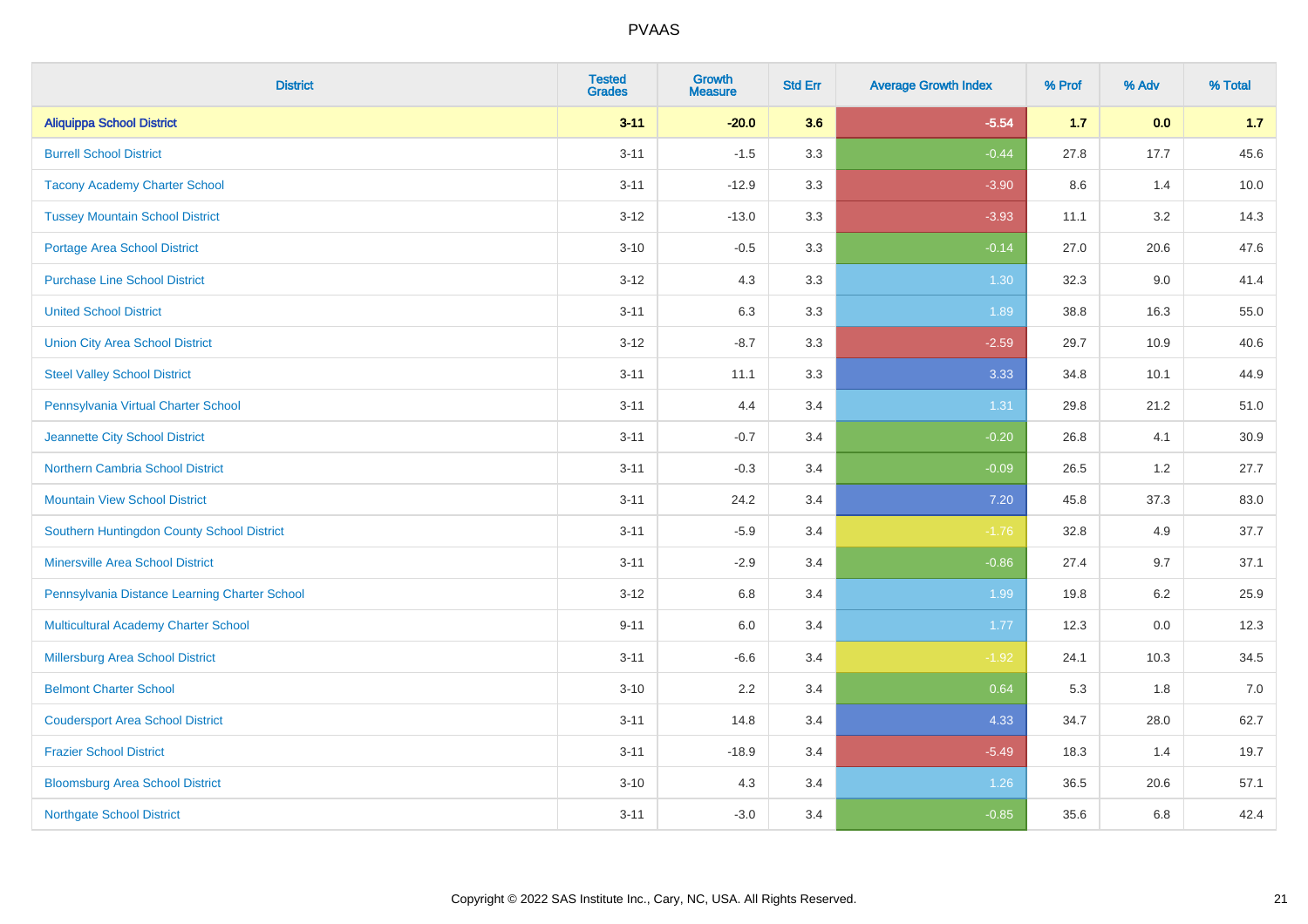# PVAAS

| District | Tested Grades | Growth Measure | Std Err | Average Growth Index | % Prof | % Adv | % Total |
|---|---|---|---|---|---|---|---|
| **Aliquippa School District** | **3-11** | **-20.0** | **3.6** | **-5.54** | **1.7** | **0.0** | **1.7** |
| Burrell School District | 3-11 | -1.5 | 3.3 | -0.44 | 27.8 | 17.7 | 45.6 |
| Tacony Academy Charter School | 3-11 | -12.9 | 3.3 | -3.90 | 8.6 | 1.4 | 10.0 |
| Tussey Mountain School District | 3-12 | -13.0 | 3.3 | -3.93 | 11.1 | 3.2 | 14.3 |
| Portage Area School District | 3-10 | -0.5 | 3.3 | -0.14 | 27.0 | 20.6 | 47.6 |
| Purchase Line School District | 3-12 | 4.3 | 3.3 | 1.30 | 32.3 | 9.0 | 41.4 |
| United School District | 3-11 | 6.3 | 3.3 | 1.89 | 38.8 | 16.3 | 55.0 |
| Union City Area School District | 3-12 | -8.7 | 3.3 | -2.59 | 29.7 | 10.9 | 40.6 |
| Steel Valley School District | 3-11 | 11.1 | 3.3 | 3.33 | 34.8 | 10.1 | 44.9 |
| Pennsylvania Virtual Charter School | 3-11 | 4.4 | 3.4 | 1.31 | 29.8 | 21.2 | 51.0 |
| Jeannette City School District | 3-11 | -0.7 | 3.4 | -0.20 | 26.8 | 4.1 | 30.9 |
| Northern Cambria School District | 3-11 | -0.3 | 3.4 | -0.09 | 26.5 | 1.2 | 27.7 |
| Mountain View School District | 3-11 | 24.2 | 3.4 | 7.20 | 45.8 | 37.3 | 83.0 |
| Southern Huntingdon County School District | 3-11 | -5.9 | 3.4 | -1.76 | 32.8 | 4.9 | 37.7 |
| Minersville Area School District | 3-11 | -2.9 | 3.4 | -0.86 | 27.4 | 9.7 | 37.1 |
| Pennsylvania Distance Learning Charter School | 3-12 | 6.8 | 3.4 | 1.99 | 19.8 | 6.2 | 25.9 |
| Multicultural Academy Charter School | 9-11 | 6.0 | 3.4 | 1.77 | 12.3 | 0.0 | 12.3 |
| Millersburg Area School District | 3-11 | -6.6 | 3.4 | -1.92 | 24.1 | 10.3 | 34.5 |
| Belmont Charter School | 3-10 | 2.2 | 3.4 | 0.64 | 5.3 | 1.8 | 7.0 |
| Coudersport Area School District | 3-11 | 14.8 | 3.4 | 4.33 | 34.7 | 28.0 | 62.7 |
| Frazier School District | 3-11 | -18.9 | 3.4 | -5.49 | 18.3 | 1.4 | 19.7 |
| Bloomsburg Area School District | 3-10 | 4.3 | 3.4 | 1.26 | 36.5 | 20.6 | 57.1 |
| Northgate School District | 3-11 | -3.0 | 3.4 | -0.85 | 35.6 | 6.8 | 42.4 |

Copyright © 2022 SAS Institute Inc., Cary, NC, USA. All Rights Reserved.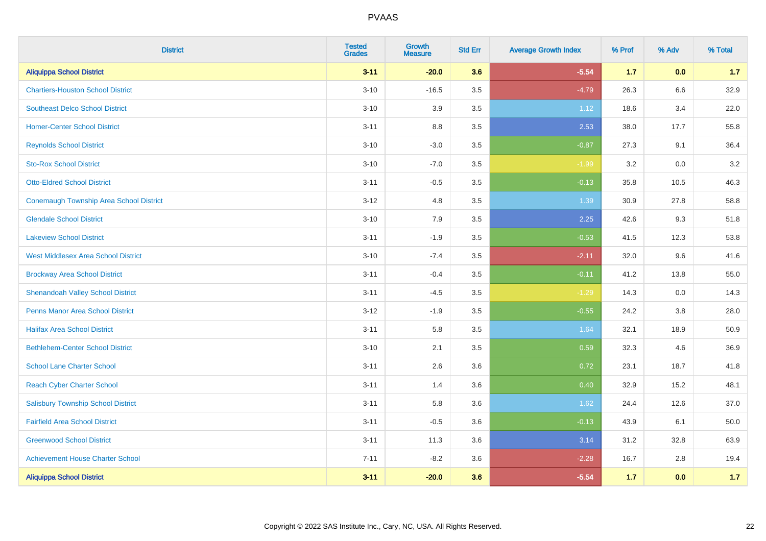# PVAAS

| District | Tested Grades | Growth Measure | Std Err | Average Growth Index | % Prof | % Adv | % Total |
|---|---|---|---|---|---|---|---|
| **Aliquippa School District** | **3-11** | **-20.0** | **3.6** | **-5.54** | **1.7** | **0.0** | **1.7** |
| Chartiers-Houston School District | 3-10 | -16.5 | 3.5 | -4.79 | 26.3 | 6.6 | 32.9 |
| Southeast Delco School District | 3-10 | 3.9 | 3.5 | 1.12 | 18.6 | 3.4 | 22.0 |
| Homer-Center School District | 3-11 | 8.8 | 3.5 | 2.53 | 38.0 | 17.7 | 55.8 |
| Reynolds School District | 3-10 | -3.0 | 3.5 | -0.87 | 27.3 | 9.1 | 36.4 |
| Sto-Rox School District | 3-10 | -7.0 | 3.5 | -1.99 | 3.2 | 0.0 | 3.2 |
| Otto-Eldred School District | 3-11 | -0.5 | 3.5 | -0.13 | 35.8 | 10.5 | 46.3 |
| Conemaugh Township Area School District | 3-12 | 4.8 | 3.5 | 1.39 | 30.9 | 27.8 | 58.8 |
| Glendale School District | 3-10 | 7.9 | 3.5 | 2.25 | 42.6 | 9.3 | 51.8 |
| Lakeview School District | 3-11 | -1.9 | 3.5 | -0.53 | 41.5 | 12.3 | 53.8 |
| West Middlesex Area School District | 3-10 | -7.4 | 3.5 | -2.11 | 32.0 | 9.6 | 41.6 |
| Brockway Area School District | 3-11 | -0.4 | 3.5 | -0.11 | 41.2 | 13.8 | 55.0 |
| Shenandoah Valley School District | 3-11 | -4.5 | 3.5 | -1.29 | 14.3 | 0.0 | 14.3 |
| Penns Manor Area School District | 3-12 | -1.9 | 3.5 | -0.55 | 24.2 | 3.8 | 28.0 |
| Halifax Area School District | 3-11 | 5.8 | 3.5 | 1.64 | 32.1 | 18.9 | 50.9 |
| Bethlehem-Center School District | 3-10 | 2.1 | 3.5 | 0.59 | 32.3 | 4.6 | 36.9 |
| School Lane Charter School | 3-11 | 2.6 | 3.6 | 0.72 | 23.1 | 18.7 | 41.8 |
| Reach Cyber Charter School | 3-11 | 1.4 | 3.6 | 0.40 | 32.9 | 15.2 | 48.1 |
| Salisbury Township School District | 3-11 | 5.8 | 3.6 | 1.62 | 24.4 | 12.6 | 37.0 |
| Fairfield Area School District | 3-11 | -0.5 | 3.6 | -0.13 | 43.9 | 6.1 | 50.0 |
| Greenwood School District | 3-11 | 11.3 | 3.6 | 3.14 | 31.2 | 32.8 | 63.9 |
| Achievement House Charter School | 7-11 | -8.2 | 3.6 | -2.28 | 16.7 | 2.8 | 19.4 |
| **Aliquippa School District** | **3-11** | **-20.0** | **3.6** | **-5.54** | **1.7** | **0.0** | **1.7** |

Copyright © 2022 SAS Institute Inc., Cary, NC, USA. All Rights Reserved.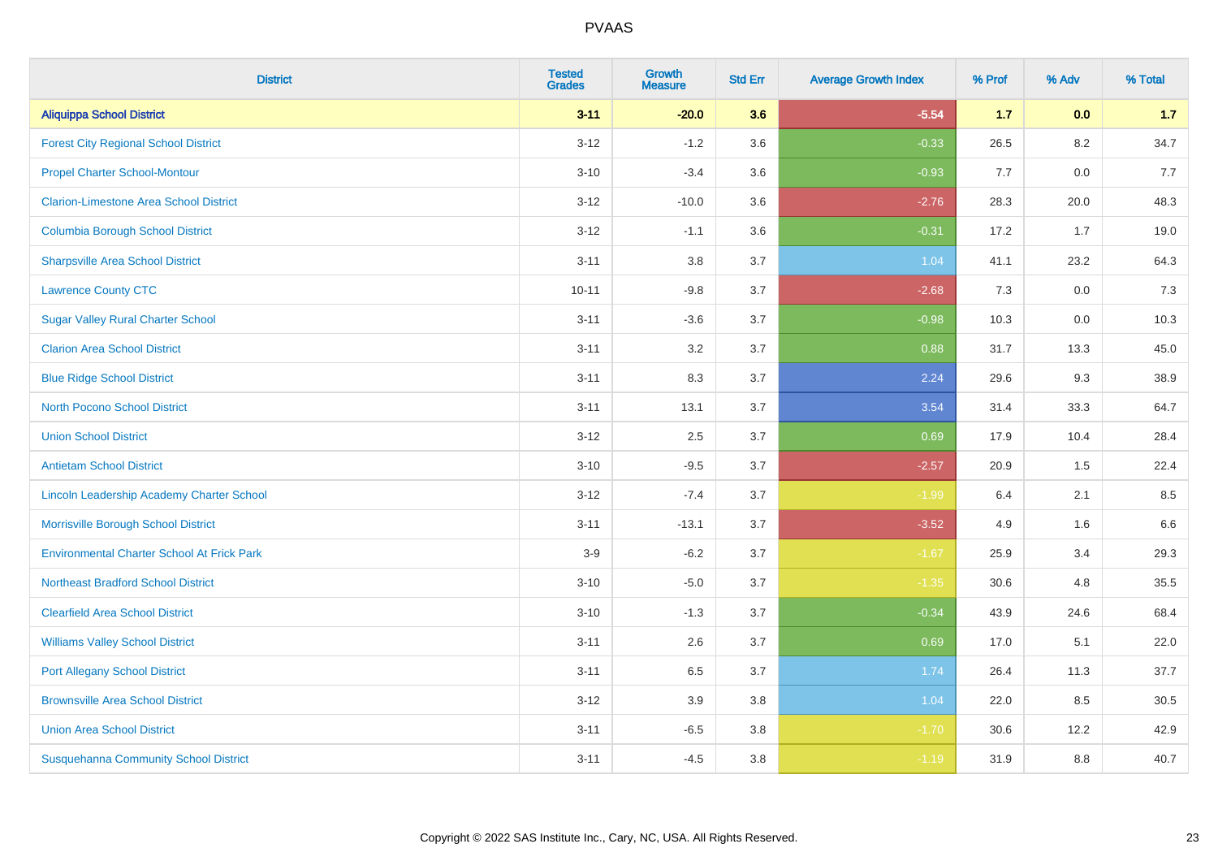# PVAAS

| District | Tested Grades | Growth Measure | Std Err | Average Growth Index | % Prof | % Adv | % Total |
|---|---|---|---|---|---|---|---|
| **Aliquippa School District** | **3-11** | **-20.0** | **3.6** | **-5.54** | **1.7** | **0.0** | **1.7** |
| Forest City Regional School District | 3-12 | -1.2 | 3.6 | -0.33 | 26.5 | 8.2 | 34.7 |
| Propel Charter School-Montour | 3-10 | -3.4 | 3.6 | -0.93 | 7.7 | 0.0 | 7.7 |
| Clarion-Limestone Area School District | 3-12 | -10.0 | 3.6 | -2.76 | 28.3 | 20.0 | 48.3 |
| Columbia Borough School District | 3-12 | -1.1 | 3.6 | -0.31 | 17.2 | 1.7 | 19.0 |
| Sharpsville Area School District | 3-11 | 3.8 | 3.7 | 1.04 | 41.1 | 23.2 | 64.3 |
| Lawrence County CTC | 10-11 | -9.8 | 3.7 | -2.68 | 7.3 | 0.0 | 7.3 |
| Sugar Valley Rural Charter School | 3-11 | -3.6 | 3.7 | -0.98 | 10.3 | 0.0 | 10.3 |
| Clarion Area School District | 3-11 | 3.2 | 3.7 | 0.88 | 31.7 | 13.3 | 45.0 |
| Blue Ridge School District | 3-11 | 8.3 | 3.7 | 2.24 | 29.6 | 9.3 | 38.9 |
| North Pocono School District | 3-11 | 13.1 | 3.7 | 3.54 | 31.4 | 33.3 | 64.7 |
| Union School District | 3-12 | 2.5 | 3.7 | 0.69 | 17.9 | 10.4 | 28.4 |
| Antietam School District | 3-10 | -9.5 | 3.7 | -2.57 | 20.9 | 1.5 | 22.4 |
| Lincoln Leadership Academy Charter School | 3-12 | -7.4 | 3.7 | -1.99 | 6.4 | 2.1 | 8.5 |
| Morrisville Borough School District | 3-11 | -13.1 | 3.7 | -3.52 | 4.9 | 1.6 | 6.6 |
| Environmental Charter School At Frick Park | 3-9 | -6.2 | 3.7 | -1.67 | 25.9 | 3.4 | 29.3 |
| Northeast Bradford School District | 3-10 | -5.0 | 3.7 | -1.35 | 30.6 | 4.8 | 35.5 |
| Clearfield Area School District | 3-10 | -1.3 | 3.7 | -0.34 | 43.9 | 24.6 | 68.4 |
| Williams Valley School District | 3-11 | 2.6 | 3.7 | 0.69 | 17.0 | 5.1 | 22.0 |
| Port Allegany School District | 3-11 | 6.5 | 3.7 | 1.74 | 26.4 | 11.3 | 37.7 |
| Brownsville Area School District | 3-12 | 3.9 | 3.8 | 1.04 | 22.0 | 8.5 | 30.5 |
| Union Area School District | 3-11 | -6.5 | 3.8 | -1.70 | 30.6 | 12.2 | 42.9 |
| Susquehanna Community School District | 3-11 | -4.5 | 3.8 | -1.19 | 31.9 | 8.8 | 40.7 |

Copyright © 2022 SAS Institute Inc., Cary, NC, USA. All Rights Reserved.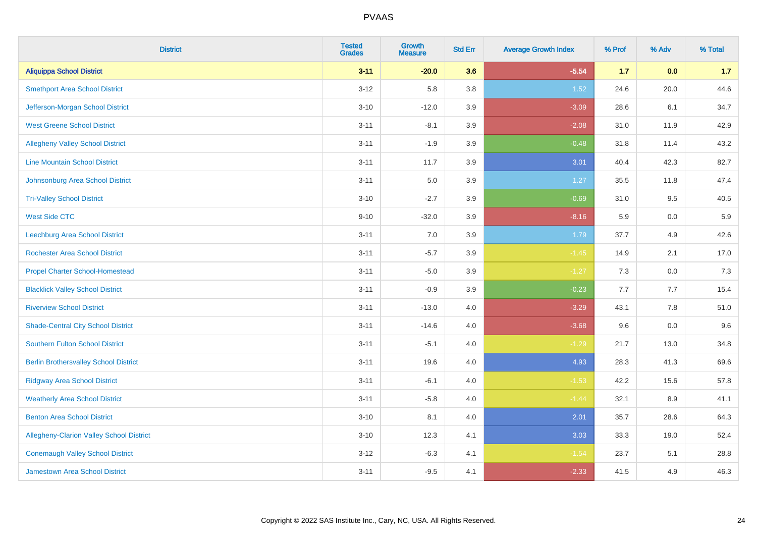# PVAAS

| District | Tested Grades | Growth Measure | Std Err | Average Growth Index | % Prof | % Adv | % Total |
|---|---|---|---|---|---|---|---|
| **Aliquippa School District** | **3-11** | **-20.0** | **3.6** | **-5.54** | **1.7** | **0.0** | **1.7** |
| Smethport Area School District | 3-12 | 5.8 | 3.8 | 1.52 | 24.6 | 20.0 | 44.6 |
| Jefferson-Morgan School District | 3-10 | -12.0 | 3.9 | -3.09 | 28.6 | 6.1 | 34.7 |
| West Greene School District | 3-11 | -8.1 | 3.9 | -2.08 | 31.0 | 11.9 | 42.9 |
| Allegheny Valley School District | 3-11 | -1.9 | 3.9 | -0.48 | 31.8 | 11.4 | 43.2 |
| Line Mountain School District | 3-11 | 11.7 | 3.9 | 3.01 | 40.4 | 42.3 | 82.7 |
| Johnsonburg Area School District | 3-11 | 5.0 | 3.9 | 1.27 | 35.5 | 11.8 | 47.4 |
| Tri-Valley School District | 3-10 | -2.7 | 3.9 | -0.69 | 31.0 | 9.5 | 40.5 |
| West Side CTC | 9-10 | -32.0 | 3.9 | -8.16 | 5.9 | 0.0 | 5.9 |
| Leechburg Area School District | 3-11 | 7.0 | 3.9 | 1.79 | 37.7 | 4.9 | 42.6 |
| Rochester Area School District | 3-11 | -5.7 | 3.9 | -1.45 | 14.9 | 2.1 | 17.0 |
| Propel Charter School-Homestead | 3-11 | -5.0 | 3.9 | -1.27 | 7.3 | 0.0 | 7.3 |
| Blacklick Valley School District | 3-11 | -0.9 | 3.9 | -0.23 | 7.7 | 7.7 | 15.4 |
| Riverview School District | 3-11 | -13.0 | 4.0 | -3.29 | 43.1 | 7.8 | 51.0 |
| Shade-Central City School District | 3-11 | -14.6 | 4.0 | -3.68 | 9.6 | 0.0 | 9.6 |
| Southern Fulton School District | 3-11 | -5.1 | 4.0 | -1.29 | 21.7 | 13.0 | 34.8 |
| Berlin Brothersvalley School District | 3-11 | 19.6 | 4.0 | 4.93 | 28.3 | 41.3 | 69.6 |
| Ridgway Area School District | 3-11 | -6.1 | 4.0 | -1.53 | 42.2 | 15.6 | 57.8 |
| Weatherly Area School District | 3-11 | -5.8 | 4.0 | -1.44 | 32.1 | 8.9 | 41.1 |
| Benton Area School District | 3-10 | 8.1 | 4.0 | 2.01 | 35.7 | 28.6 | 64.3 |
| Allegheny-Clarion Valley School District | 3-10 | 12.3 | 4.1 | 3.03 | 33.3 | 19.0 | 52.4 |
| Conemaugh Valley School District | 3-12 | -6.3 | 4.1 | -1.54 | 23.7 | 5.1 | 28.8 |
| Jamestown Area School District | 3-11 | -9.5 | 4.1 | -2.33 | 41.5 | 4.9 | 46.3 |

Copyright © 2022 SAS Institute Inc., Cary, NC, USA. All Rights Reserved.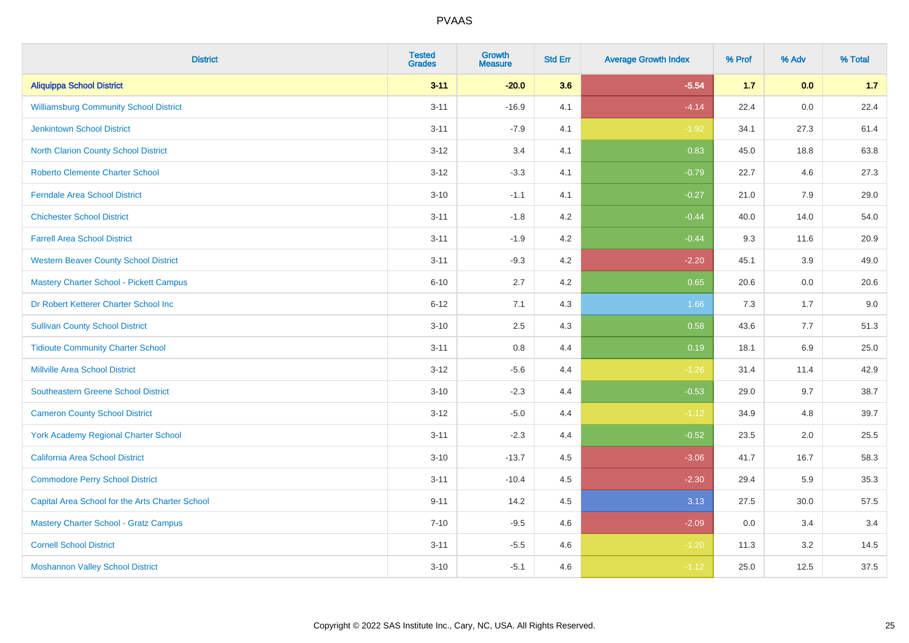# PVAAS

| District | Tested Grades | Growth Measure | Std Err | Average Growth Index | % Prof | % Adv | % Total |
|---|---|---|---|---|---|---|---|
| **Aliquippa School District** | **3-11** | **-20.0** | **3.6** | **-5.54** | **1.7** | **0.0** | **1.7** |
| Williamsburg Community School District | 3-11 | -16.9 | 4.1 | -4.14 | 22.4 | 0.0 | 22.4 |
| Jenkintown School District | 3-11 | -7.9 | 4.1 | -1.92 | 34.1 | 27.3 | 61.4 |
| North Clarion County School District | 3-12 | 3.4 | 4.1 | 0.83 | 45.0 | 18.8 | 63.8 |
| Roberto Clemente Charter School | 3-12 | -3.3 | 4.1 | -0.79 | 22.7 | 4.6 | 27.3 |
| Ferndale Area School District | 3-10 | -1.1 | 4.1 | -0.27 | 21.0 | 7.9 | 29.0 |
| Chichester School District | 3-11 | -1.8 | 4.2 | -0.44 | 40.0 | 14.0 | 54.0 |
| Farrell Area School District | 3-11 | -1.9 | 4.2 | -0.44 | 9.3 | 11.6 | 20.9 |
| Western Beaver County School District | 3-11 | -9.3 | 4.2 | -2.20 | 45.1 | 3.9 | 49.0 |
| Mastery Charter School - Pickett Campus | 6-10 | 2.7 | 4.2 | 0.65 | 20.6 | 0.0 | 20.6 |
| Dr Robert Ketterer Charter School Inc | 6-12 | 7.1 | 4.3 | 1.66 | 7.3 | 1.7 | 9.0 |
| Sullivan County School District | 3-10 | 2.5 | 4.3 | 0.58 | 43.6 | 7.7 | 51.3 |
| Tidioute Community Charter School | 3-11 | 0.8 | 4.4 | 0.19 | 18.1 | 6.9 | 25.0 |
| Millville Area School District | 3-12 | -5.6 | 4.4 | -1.26 | 31.4 | 11.4 | 42.9 |
| Southeastern Greene School District | 3-10 | -2.3 | 4.4 | -0.53 | 29.0 | 9.7 | 38.7 |
| Cameron County School District | 3-12 | -5.0 | 4.4 | -1.12 | 34.9 | 4.8 | 39.7 |
| York Academy Regional Charter School | 3-11 | -2.3 | 4.4 | -0.52 | 23.5 | 2.0 | 25.5 |
| California Area School District | 3-10 | -13.7 | 4.5 | -3.06 | 41.7 | 16.7 | 58.3 |
| Commodore Perry School District | 3-11 | -10.4 | 4.5 | -2.30 | 29.4 | 5.9 | 35.3 |
| Capital Area School for the Arts Charter School | 9-11 | 14.2 | 4.5 | 3.13 | 27.5 | 30.0 | 57.5 |
| Mastery Charter School - Gratz Campus | 7-10 | -9.5 | 4.6 | -2.09 | 0.0 | 3.4 | 3.4 |
| Cornell School District | 3-11 | -5.5 | 4.6 | -1.20 | 11.3 | 3.2 | 14.5 |
| Moshannon Valley School District | 3-10 | -5.1 | 4.6 | -1.12 | 25.0 | 12.5 | 37.5 |

Copyright © 2022 SAS Institute Inc., Cary, NC, USA. All Rights Reserved.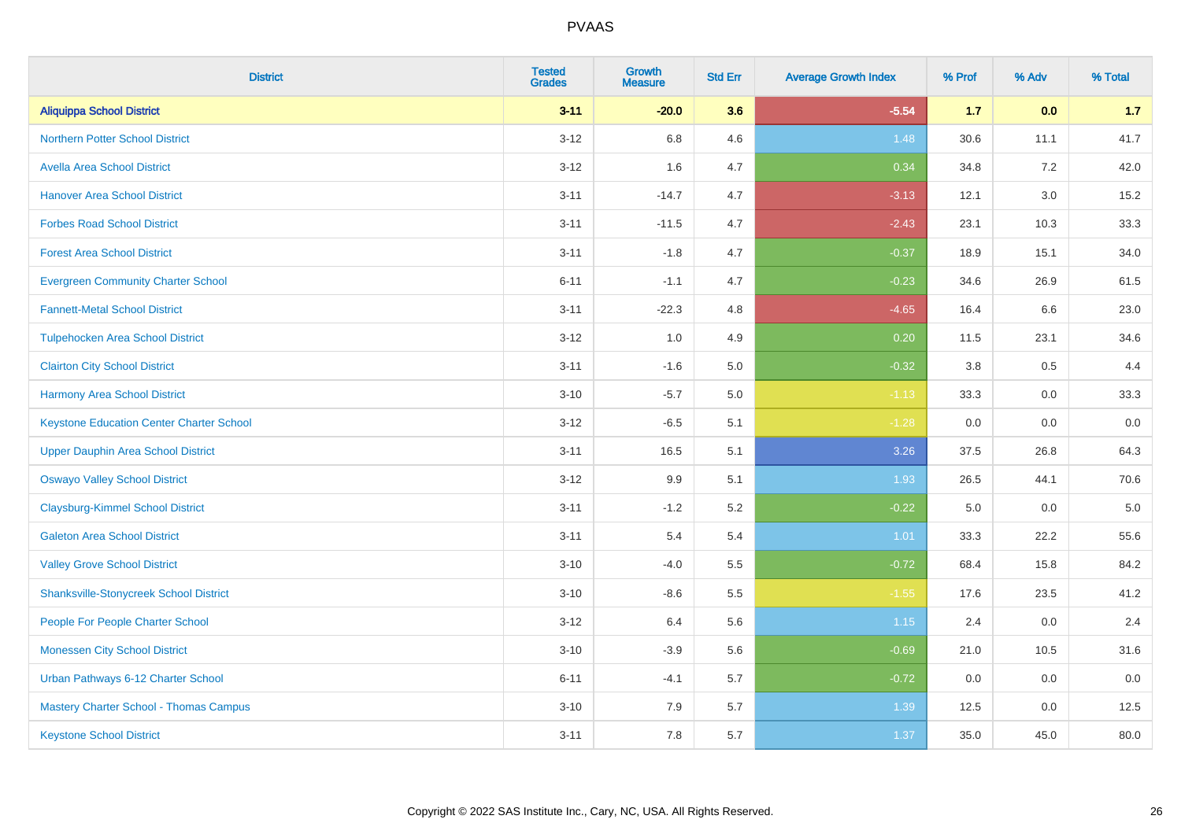# PVAAS

| District | Tested Grades | Growth Measure | Std Err | Average Growth Index | % Prof | % Adv | % Total |
|---|---|---|---|---|---|---|---|
| **Aliquippa School District** | **3-11** | **-20.0** | **3.6** | **-5.54** | **1.7** | **0.0** | **1.7** |
| Northern Potter School District | 3-12 | 6.8 | 4.6 | 1.48 | 30.6 | 11.1 | 41.7 |
| Avella Area School District | 3-12 | 1.6 | 4.7 | 0.34 | 34.8 | 7.2 | 42.0 |
| Hanover Area School District | 3-11 | -14.7 | 4.7 | -3.13 | 12.1 | 3.0 | 15.2 |
| Forbes Road School District | 3-11 | -11.5 | 4.7 | -2.43 | 23.1 | 10.3 | 33.3 |
| Forest Area School District | 3-11 | -1.8 | 4.7 | -0.37 | 18.9 | 15.1 | 34.0 |
| Evergreen Community Charter School | 6-11 | -1.1 | 4.7 | -0.23 | 34.6 | 26.9 | 61.5 |
| Fannett-Metal School District | 3-11 | -22.3 | 4.8 | -4.65 | 16.4 | 6.6 | 23.0 |
| Tulpehocken Area School District | 3-12 | 1.0 | 4.9 | 0.20 | 11.5 | 23.1 | 34.6 |
| Clairton City School District | 3-11 | -1.6 | 5.0 | -0.32 | 3.8 | 0.5 | 4.4 |
| Harmony Area School District | 3-10 | -5.7 | 5.0 | -1.13 | 33.3 | 0.0 | 33.3 |
| Keystone Education Center Charter School | 3-12 | -6.5 | 5.1 | -1.28 | 0.0 | 0.0 | 0.0 |
| Upper Dauphin Area School District | 3-11 | 16.5 | 5.1 | 3.26 | 37.5 | 26.8 | 64.3 |
| Oswayo Valley School District | 3-12 | 9.9 | 5.1 | 1.93 | 26.5 | 44.1 | 70.6 |
| Claysburg-Kimmel School District | 3-11 | -1.2 | 5.2 | -0.22 | 5.0 | 0.0 | 5.0 |
| Galeton Area School District | 3-11 | 5.4 | 5.4 | 1.01 | 33.3 | 22.2 | 55.6 |
| Valley Grove School District | 3-10 | -4.0 | 5.5 | -0.72 | 68.4 | 15.8 | 84.2 |
| Shanksville-Stonycreek School District | 3-10 | -8.6 | 5.5 | -1.55 | 17.6 | 23.5 | 41.2 |
| People For People Charter School | 3-12 | 6.4 | 5.6 | 1.15 | 2.4 | 0.0 | 2.4 |
| Monessen City School District | 3-10 | -3.9 | 5.6 | -0.69 | 21.0 | 10.5 | 31.6 |
| Urban Pathways 6-12 Charter School | 6-11 | -4.1 | 5.7 | -0.72 | 0.0 | 0.0 | 0.0 |
| Mastery Charter School - Thomas Campus | 3-10 | 7.9 | 5.7 | 1.39 | 12.5 | 0.0 | 12.5 |
| Keystone School District | 3-11 | 7.8 | 5.7 | 1.37 | 35.0 | 45.0 | 80.0 |

Copyright © 2022 SAS Institute Inc., Cary, NC, USA. All Rights Reserved.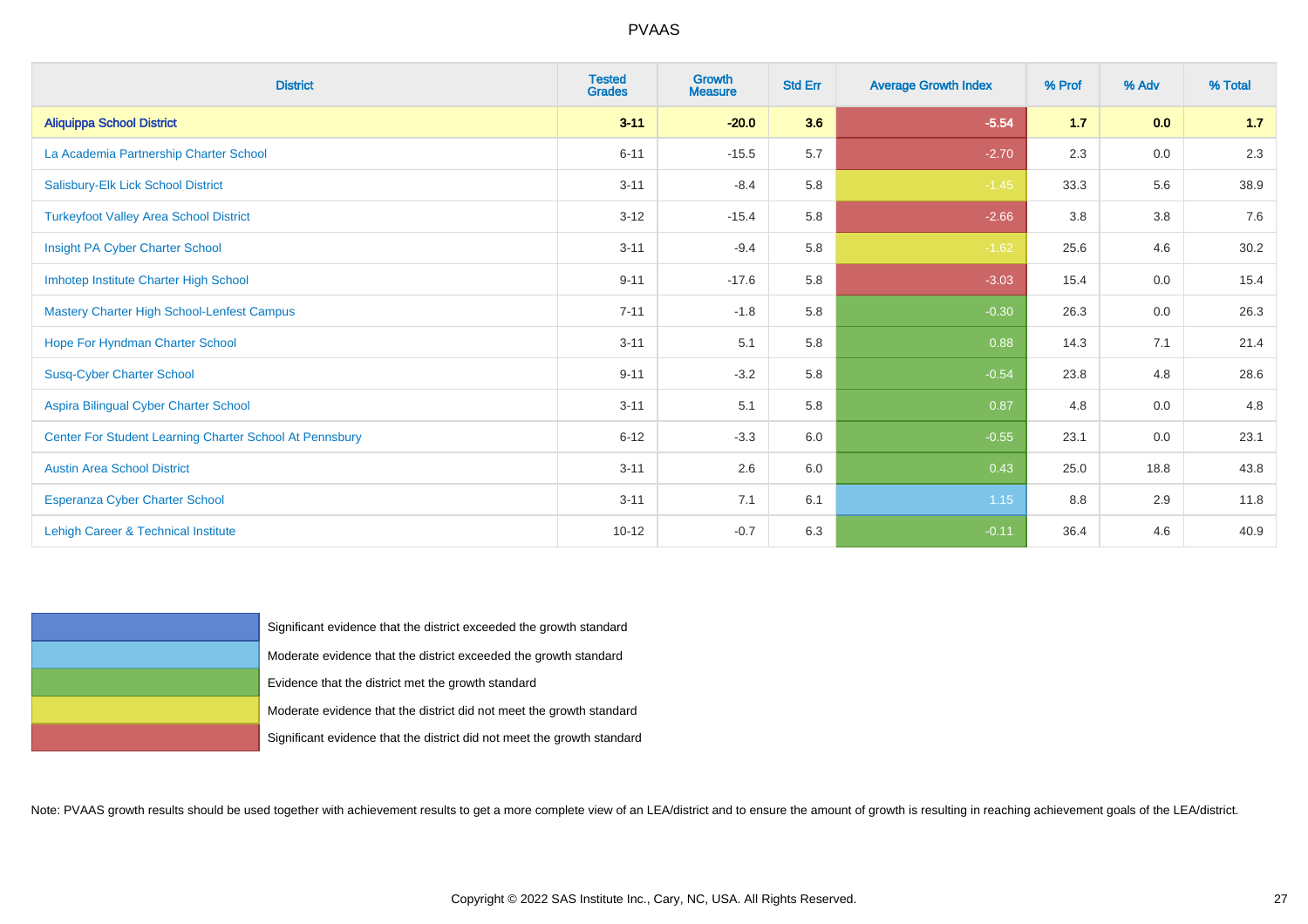# PVAAS

| District | Tested Grades | Growth Measure | Std Err | Average Growth Index | % Prof | % Adv | % Total |
|---|---|---|---|---|---|---|---|
| **Aliquippa School District** | **3-11** | **-20.0** | **3.6** | **-5.54** | **1.7** | **0.0** | **1.7** |
| La Academia Partnership Charter School | 6-11 | -15.5 | 5.7 | -2.70 | 2.3 | 0.0 | 2.3 |
| Salisbury-Elk Lick School District | 3-11 | -8.4 | 5.8 | -1.45 | 33.3 | 5.6 | 38.9 |
| Turkeyfoot Valley Area School District | 3-12 | -15.4 | 5.8 | -2.66 | 3.8 | 3.8 | 7.6 |
| Insight PA Cyber Charter School | 3-11 | -9.4 | 5.8 | -1.62 | 25.6 | 4.6 | 30.2 |
| Imhotep Institute Charter High School | 9-11 | -17.6 | 5.8 | -3.03 | 15.4 | 0.0 | 15.4 |
| Mastery Charter High School-Lenfest Campus | 7-11 | -1.8 | 5.8 | -0.30 | 26.3 | 0.0 | 26.3 |
| Hope For Hyndman Charter School | 3-11 | 5.1 | 5.8 | 0.88 | 14.3 | 7.1 | 21.4 |
| Susq-Cyber Charter School | 9-11 | -3.2 | 5.8 | -0.54 | 23.8 | 4.8 | 28.6 |
| Aspira Bilingual Cyber Charter School | 3-11 | 5.1 | 5.8 | 0.87 | 4.8 | 0.0 | 4.8 |
| Center For Student Learning Charter School At Pennsbury | 6-12 | -3.3 | 6.0 | -0.55 | 23.1 | 0.0 | 23.1 |
| Austin Area School District | 3-11 | 2.6 | 6.0 | 0.43 | 25.0 | 18.8 | 43.8 |
| Esperanza Cyber Charter School | 3-11 | 7.1 | 6.1 | 1.15 | 8.8 | 2.9 | 11.8 |
| Lehigh Career & Technical Institute | 10-12 | -0.7 | 6.3 | -0.11 | 36.4 | 4.6 | 40.9 |

Significant evidence that the district exceeded the growth standard

Moderate evidence that the district exceeded the growth standard

Evidence that the district met the growth standard

Moderate evidence that the district did not meet the growth standard

Significant evidence that the district did not meet the growth standard

Note: PVAAS growth results should be used together with achievement results to get a more complete view of an LEA/district and to ensure the amount of growth is resulting in reaching achievement goals of the LEA/district.

Copyright © 2022 SAS Institute Inc., Cary, NC, USA. All Rights Reserved.